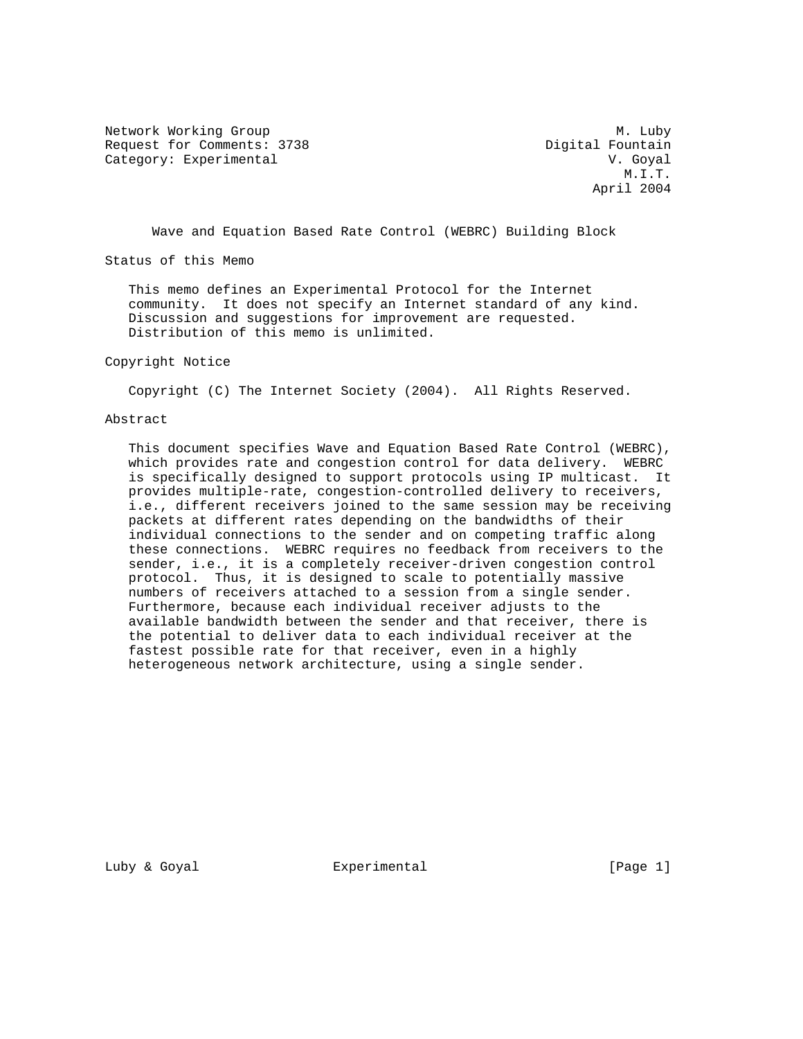Network Working Group M. Luby
Request for Comments: 3738 Digital Fountain
Category: Experimental V. Goyal
M.I.T.
April 2004

# Wave and Equation Based Rate Control (WEBRC) Building Block

## Status of this Memo

This memo defines an Experimental Protocol for the Internet community. It does not specify an Internet standard of any kind. Discussion and suggestions for improvement are requested. Distribution of this memo is unlimited.

## Copyright Notice

Copyright (C) The Internet Society (2004). All Rights Reserved.

## Abstract

This document specifies Wave and Equation Based Rate Control (WEBRC), which provides rate and congestion control for data delivery. WEBRC is specifically designed to support protocols using IP multicast. It provides multiple-rate, congestion-controlled delivery to receivers, i.e., different receivers joined to the same session may be receiving packets at different rates depending on the bandwidths of their individual connections to the sender and on competing traffic along these connections. WEBRC requires no feedback from receivers to the sender, i.e., it is a completely receiver-driven congestion control protocol. Thus, it is designed to scale to potentially massive numbers of receivers attached to a session from a single sender. Furthermore, because each individual receiver adjusts to the available bandwidth between the sender and that receiver, there is the potential to deliver data to each individual receiver at the fastest possible rate for that receiver, even in a highly heterogeneous network architecture, using a single sender.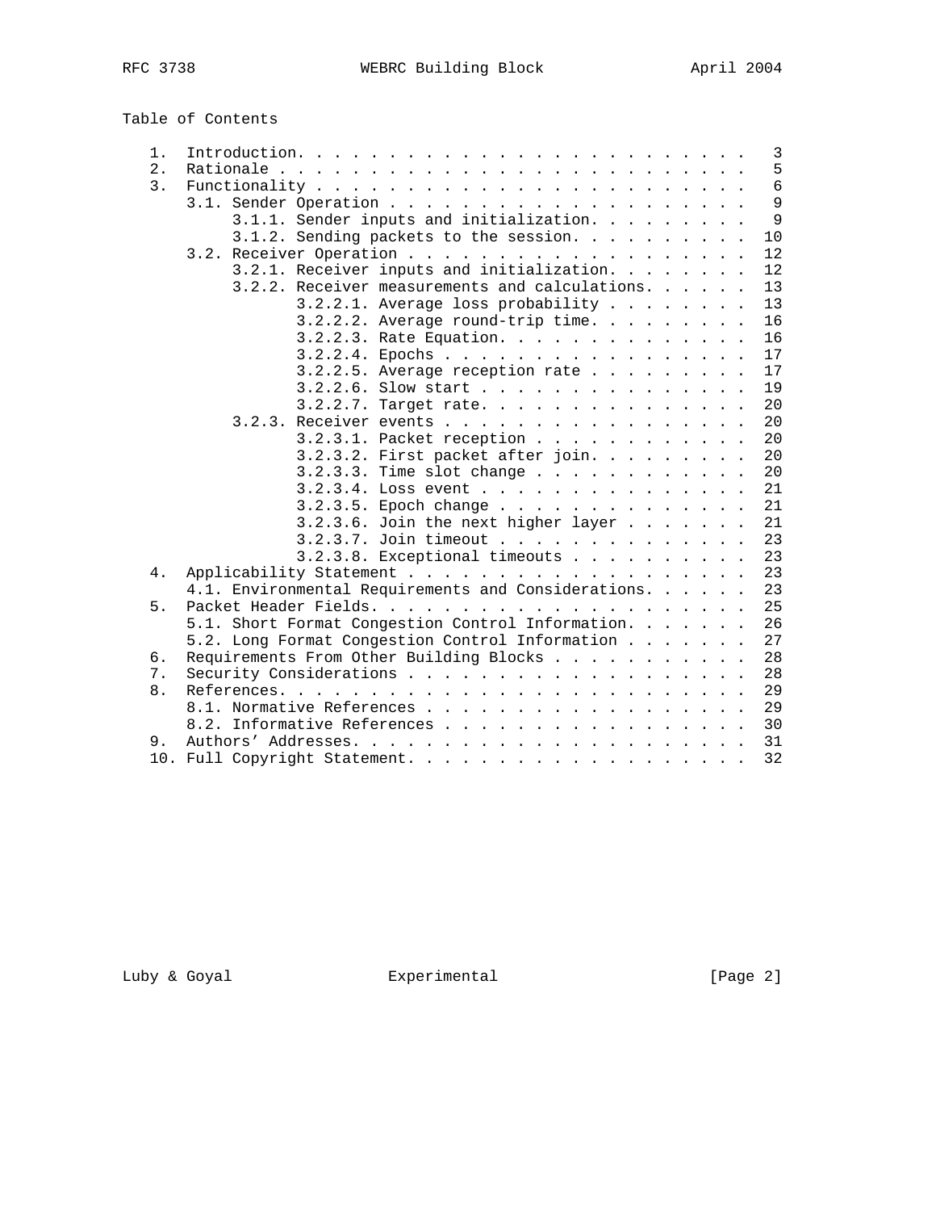Table of Contents

```
   1.  Introduction. . . . . . . . . . . . . . . . . . . . . . . . . .  3
   2.  Rationale . . . . . . . . . . . . . . . . . . . . . . . . . . .  5
   3.  Functionality . . . . . . . . . . . . . . . . . . . . . . . . .  6
       3.1. Sender Operation . . . . . . . . . . . . . . . . . . . . .  9
            3.1.1. Sender inputs and initialization. . . . . . . . . .  9
            3.1.2. Sending packets to the session. . . . . . . . . . . 10
       3.2. Receiver Operation . . . . . . . . . . . . . . . . . . . . 12
            3.2.1. Receiver inputs and initialization. . . . . . . . . 12
            3.2.2. Receiver measurements and calculations. . . . . . . 13
                   3.2.2.1. Average loss probability . . . . . . . . . 13
                   3.2.2.2. Average round-trip time. . . . . . . . . . 16
                   3.2.2.3. Rate Equation. . . . . . . . . . . . . . . 16
                   3.2.2.4. Epochs . . . . . . . . . . . . . . . . . . 17
                   3.2.2.5. Average reception rate . . . . . . . . . . 17
                   3.2.2.6. Slow start . . . . . . . . . . . . . . . . 19
                   3.2.2.7. Target rate. . . . . . . . . . . . . . . . 20
            3.2.3. Receiver events . . . . . . . . . . . . . . . . . . 20
                   3.2.3.1. Packet reception . . . . . . . . . . . . . 20
                   3.2.3.2. First packet after join. . . . . . . . . . 20
                   3.2.3.3. Time slot change . . . . . . . . . . . . . 20
                   3.2.3.4. Loss event . . . . . . . . . . . . . . . . 21
                   3.2.3.5. Epoch change . . . . . . . . . . . . . . . 21
                   3.2.3.6. Join the next higher layer . . . . . . . . 21
                   3.2.3.7. Join timeout . . . . . . . . . . . . . . . 23
                   3.2.3.8. Exceptional timeouts . . . . . . . . . . . 23
   4.  Applicability Statement . . . . . . . . . . . . . . . . . . . . 23
       4.1. Environmental Requirements and Considerations. . . . . . . 23
   5.  Packet Header Fields. . . . . . . . . . . . . . . . . . . . . . 25
       5.1. Short Format Congestion Control Information. . . . . . . . 26
       5.2. Long Format Congestion Control Information . . . . . . . . 27
   6.  Requirements From Other Building Blocks . . . . . . . . . . . . 28
   7.  Security Considerations . . . . . . . . . . . . . . . . . . . . 28
   8.  References. . . . . . . . . . . . . . . . . . . . . . . . . . . 29
       8.1. Normative References . . . . . . . . . . . . . . . . . . . 29
       8.2. Informative References . . . . . . . . . . . . . . . . . . 30
   9.  Authors' Addresses. . . . . . . . . . . . . . . . . . . . . . . 31
   10. Full Copyright Statement. . . . . . . . . . . . . . . . . . . . 32
```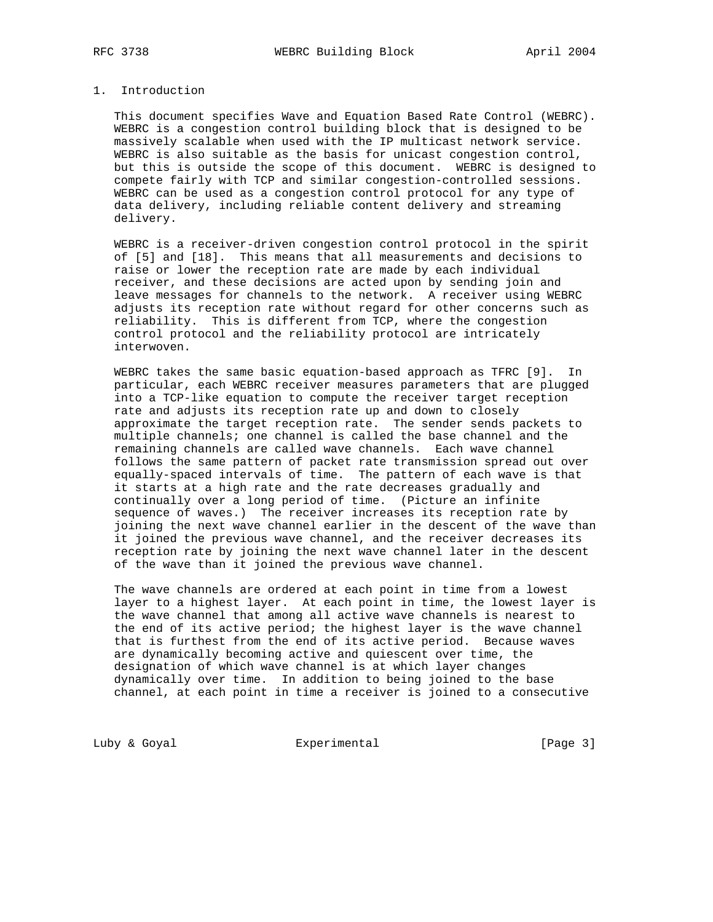# 1. Introduction

This document specifies Wave and Equation Based Rate Control (WEBRC). WEBRC is a congestion control building block that is designed to be massively scalable when used with the IP multicast network service. WEBRC is also suitable as the basis for unicast congestion control, but this is outside the scope of this document. WEBRC is designed to compete fairly with TCP and similar congestion-controlled sessions. WEBRC can be used as a congestion control protocol for any type of data delivery, including reliable content delivery and streaming delivery.

WEBRC is a receiver-driven congestion control protocol in the spirit of [5] and [18]. This means that all measurements and decisions to raise or lower the reception rate are made by each individual receiver, and these decisions are acted upon by sending join and leave messages for channels to the network. A receiver using WEBRC adjusts its reception rate without regard for other concerns such as reliability. This is different from TCP, where the congestion control protocol and the reliability protocol are intricately interwoven.

WEBRC takes the same basic equation-based approach as TFRC [9]. In particular, each WEBRC receiver measures parameters that are plugged into a TCP-like equation to compute the receiver target reception rate and adjusts its reception rate up and down to closely approximate the target reception rate. The sender sends packets to multiple channels; one channel is called the base channel and the remaining channels are called wave channels. Each wave channel follows the same pattern of packet rate transmission spread out over equally-spaced intervals of time. The pattern of each wave is that it starts at a high rate and the rate decreases gradually and continually over a long period of time. (Picture an infinite sequence of waves.) The receiver increases its reception rate by joining the next wave channel earlier in the descent of the wave than it joined the previous wave channel, and the receiver decreases its reception rate by joining the next wave channel later in the descent of the wave than it joined the previous wave channel.

The wave channels are ordered at each point in time from a lowest layer to a highest layer. At each point in time, the lowest layer is the wave channel that among all active wave channels is nearest to the end of its active period; the highest layer is the wave channel that is furthest from the end of its active period. Because waves are dynamically becoming active and quiescent over time, the designation of which wave channel is at which layer changes dynamically over time. In addition to being joined to the base channel, at each point in time a receiver is joined to a consecutive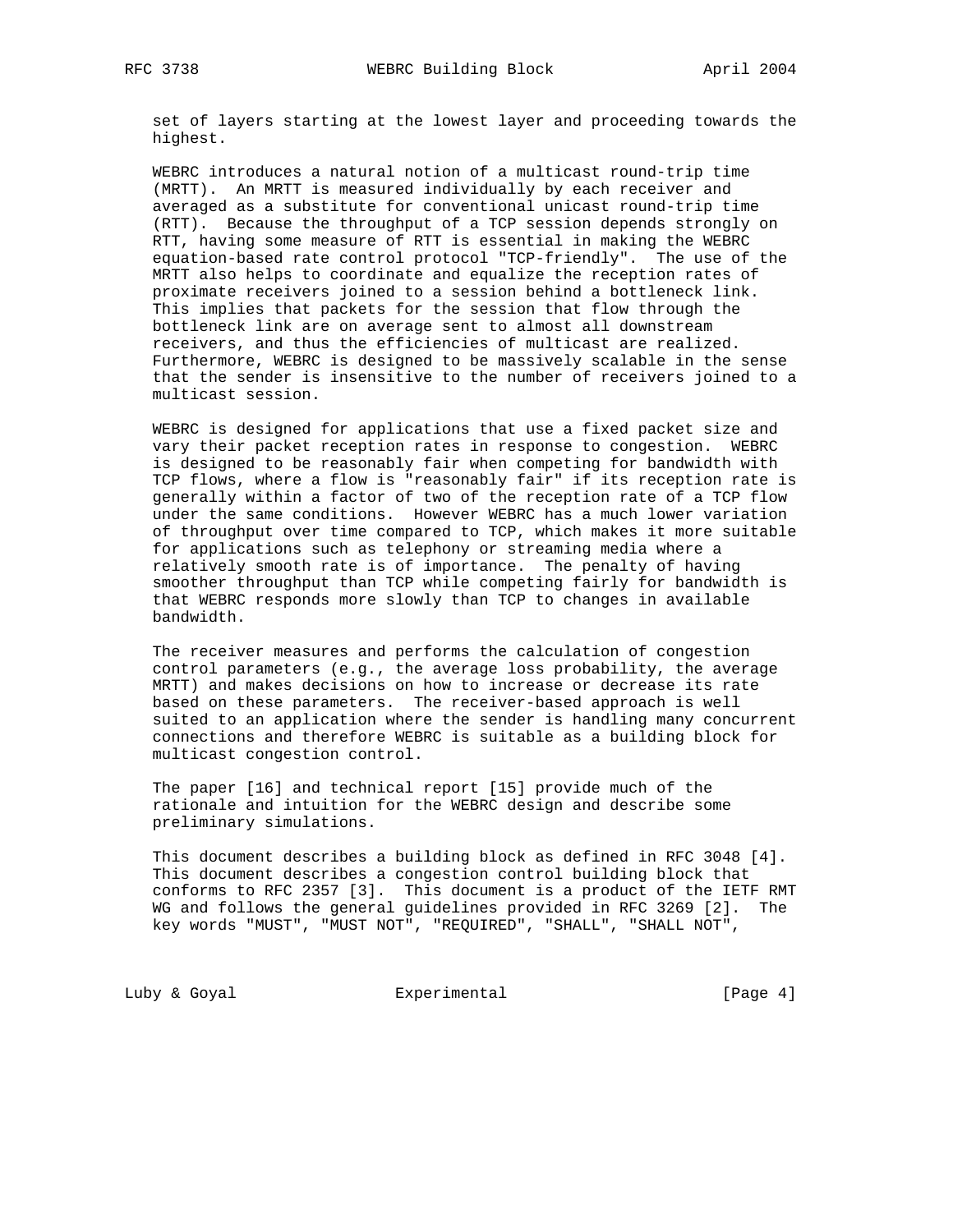set of layers starting at the lowest layer and proceeding towards the highest.

WEBRC introduces a natural notion of a multicast round-trip time (MRTT). An MRTT is measured individually by each receiver and averaged as a substitute for conventional unicast round-trip time (RTT). Because the throughput of a TCP session depends strongly on RTT, having some measure of RTT is essential in making the WEBRC equation-based rate control protocol "TCP-friendly". The use of the MRTT also helps to coordinate and equalize the reception rates of proximate receivers joined to a session behind a bottleneck link. This implies that packets for the session that flow through the bottleneck link are on average sent to almost all downstream receivers, and thus the efficiencies of multicast are realized. Furthermore, WEBRC is designed to be massively scalable in the sense that the sender is insensitive to the number of receivers joined to a multicast session.

WEBRC is designed for applications that use a fixed packet size and vary their packet reception rates in response to congestion. WEBRC is designed to be reasonably fair when competing for bandwidth with TCP flows, where a flow is "reasonably fair" if its reception rate is generally within a factor of two of the reception rate of a TCP flow under the same conditions. However WEBRC has a much lower variation of throughput over time compared to TCP, which makes it more suitable for applications such as telephony or streaming media where a relatively smooth rate is of importance. The penalty of having smoother throughput than TCP while competing fairly for bandwidth is that WEBRC responds more slowly than TCP to changes in available bandwidth.

The receiver measures and performs the calculation of congestion control parameters (e.g., the average loss probability, the average MRTT) and makes decisions on how to increase or decrease its rate based on these parameters. The receiver-based approach is well suited to an application where the sender is handling many concurrent connections and therefore WEBRC is suitable as a building block for multicast congestion control.

The paper [16] and technical report [15] provide much of the rationale and intuition for the WEBRC design and describe some preliminary simulations.

This document describes a building block as defined in RFC 3048 [4]. This document describes a congestion control building block that conforms to RFC 2357 [3]. This document is a product of the IETF RMT WG and follows the general guidelines provided in RFC 3269 [2]. The key words "MUST", "MUST NOT", "REQUIRED", "SHALL", "SHALL NOT",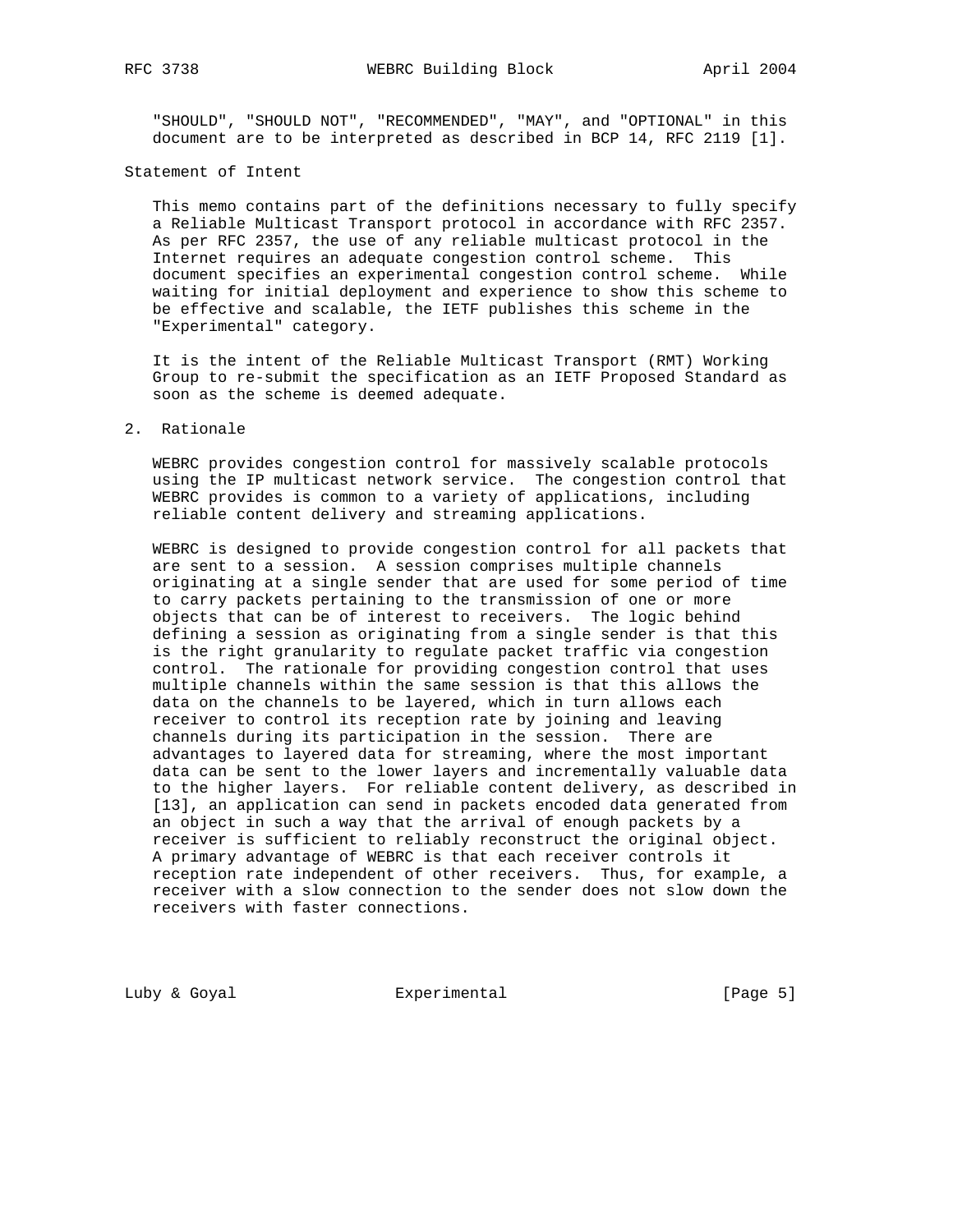"SHOULD", "SHOULD NOT", "RECOMMENDED", "MAY", and "OPTIONAL" in this document are to be interpreted as described in BCP 14, RFC 2119 [1].

Statement of Intent

This memo contains part of the definitions necessary to fully specify a Reliable Multicast Transport protocol in accordance with RFC 2357. As per RFC 2357, the use of any reliable multicast protocol in the Internet requires an adequate congestion control scheme. This document specifies an experimental congestion control scheme. While waiting for initial deployment and experience to show this scheme to be effective and scalable, the IETF publishes this scheme in the "Experimental" category.

It is the intent of the Reliable Multicast Transport (RMT) Working Group to re-submit the specification as an IETF Proposed Standard as soon as the scheme is deemed adequate.

## 2. Rationale

WEBRC provides congestion control for massively scalable protocols using the IP multicast network service. The congestion control that WEBRC provides is common to a variety of applications, including reliable content delivery and streaming applications.

WEBRC is designed to provide congestion control for all packets that are sent to a session. A session comprises multiple channels originating at a single sender that are used for some period of time to carry packets pertaining to the transmission of one or more objects that can be of interest to receivers. The logic behind defining a session as originating from a single sender is that this is the right granularity to regulate packet traffic via congestion control. The rationale for providing congestion control that uses multiple channels within the same session is that this allows the data on the channels to be layered, which in turn allows each receiver to control its reception rate by joining and leaving channels during its participation in the session. There are advantages to layered data for streaming, where the most important data can be sent to the lower layers and incrementally valuable data to the higher layers. For reliable content delivery, as described in [13], an application can send in packets encoded data generated from an object in such a way that the arrival of enough packets by a receiver is sufficient to reliably reconstruct the original object. A primary advantage of WEBRC is that each receiver controls it reception rate independent of other receivers. Thus, for example, a receiver with a slow connection to the sender does not slow down the receivers with faster connections.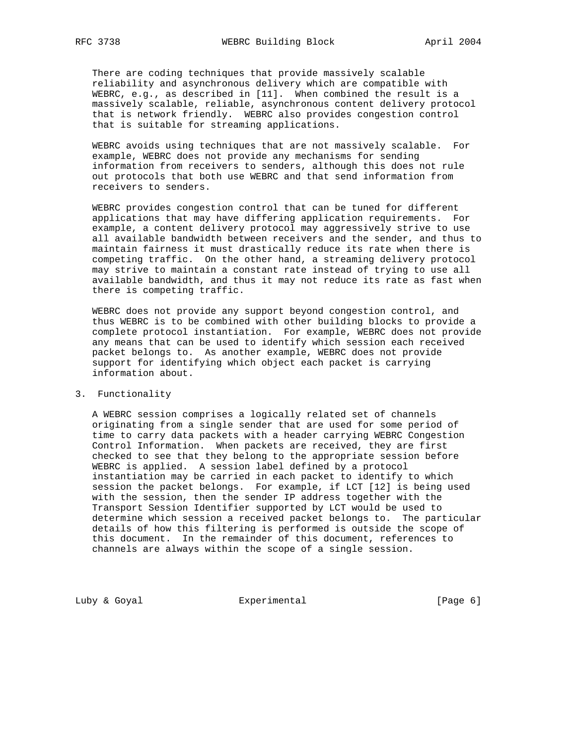There are coding techniques that provide massively scalable reliability and asynchronous delivery which are compatible with WEBRC, e.g., as described in [11]. When combined the result is a massively scalable, reliable, asynchronous content delivery protocol that is network friendly. WEBRC also provides congestion control that is suitable for streaming applications.

WEBRC avoids using techniques that are not massively scalable. For example, WEBRC does not provide any mechanisms for sending information from receivers to senders, although this does not rule out protocols that both use WEBRC and that send information from receivers to senders.

WEBRC provides congestion control that can be tuned for different applications that may have differing application requirements. For example, a content delivery protocol may aggressively strive to use all available bandwidth between receivers and the sender, and thus to maintain fairness it must drastically reduce its rate when there is competing traffic. On the other hand, a streaming delivery protocol may strive to maintain a constant rate instead of trying to use all available bandwidth, and thus it may not reduce its rate as fast when there is competing traffic.

WEBRC does not provide any support beyond congestion control, and thus WEBRC is to be combined with other building blocks to provide a complete protocol instantiation. For example, WEBRC does not provide any means that can be used to identify which session each received packet belongs to. As another example, WEBRC does not provide support for identifying which object each packet is carrying information about.

## 3. Functionality

A WEBRC session comprises a logically related set of channels originating from a single sender that are used for some period of time to carry data packets with a header carrying WEBRC Congestion Control Information. When packets are received, they are first checked to see that they belong to the appropriate session before WEBRC is applied. A session label defined by a protocol instantiation may be carried in each packet to identify to which session the packet belongs. For example, if LCT [12] is being used with the session, then the sender IP address together with the Transport Session Identifier supported by LCT would be used to determine which session a received packet belongs to. The particular details of how this filtering is performed is outside the scope of this document. In the remainder of this document, references to channels are always within the scope of a single session.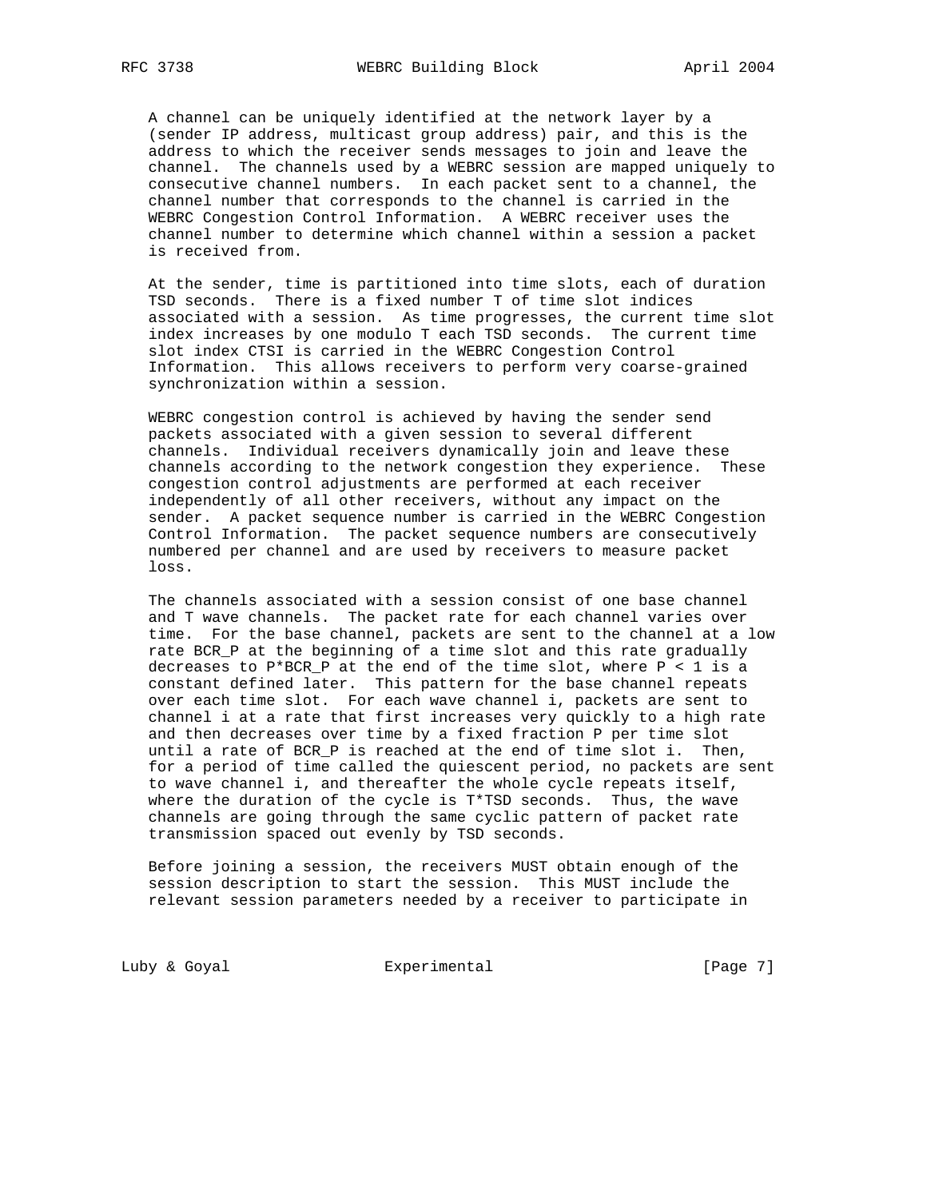A channel can be uniquely identified at the network layer by a (sender IP address, multicast group address) pair, and this is the address to which the receiver sends messages to join and leave the channel. The channels used by a WEBRC session are mapped uniquely to consecutive channel numbers. In each packet sent to a channel, the channel number that corresponds to the channel is carried in the WEBRC Congestion Control Information. A WEBRC receiver uses the channel number to determine which channel within a session a packet is received from.

At the sender, time is partitioned into time slots, each of duration TSD seconds. There is a fixed number T of time slot indices associated with a session. As time progresses, the current time slot index increases by one modulo T each TSD seconds. The current time slot index CTSI is carried in the WEBRC Congestion Control Information. This allows receivers to perform very coarse-grained synchronization within a session.

WEBRC congestion control is achieved by having the sender send packets associated with a given session to several different channels. Individual receivers dynamically join and leave these channels according to the network congestion they experience. These congestion control adjustments are performed at each receiver independently of all other receivers, without any impact on the sender. A packet sequence number is carried in the WEBRC Congestion Control Information. The packet sequence numbers are consecutively numbered per channel and are used by receivers to measure packet loss.

The channels associated with a session consist of one base channel and T wave channels. The packet rate for each channel varies over time. For the base channel, packets are sent to the channel at a low rate BCR_P at the beginning of a time slot and this rate gradually decreases to P*BCR_P at the end of the time slot, where P < 1 is a constant defined later. This pattern for the base channel repeats over each time slot. For each wave channel i, packets are sent to channel i at a rate that first increases very quickly to a high rate and then decreases over time by a fixed fraction P per time slot until a rate of BCR_P is reached at the end of time slot i. Then, for a period of time called the quiescent period, no packets are sent to wave channel i, and thereafter the whole cycle repeats itself, where the duration of the cycle is T*TSD seconds. Thus, the wave channels are going through the same cyclic pattern of packet rate transmission spaced out evenly by TSD seconds.

Before joining a session, the receivers MUST obtain enough of the session description to start the session. This MUST include the relevant session parameters needed by a receiver to participate in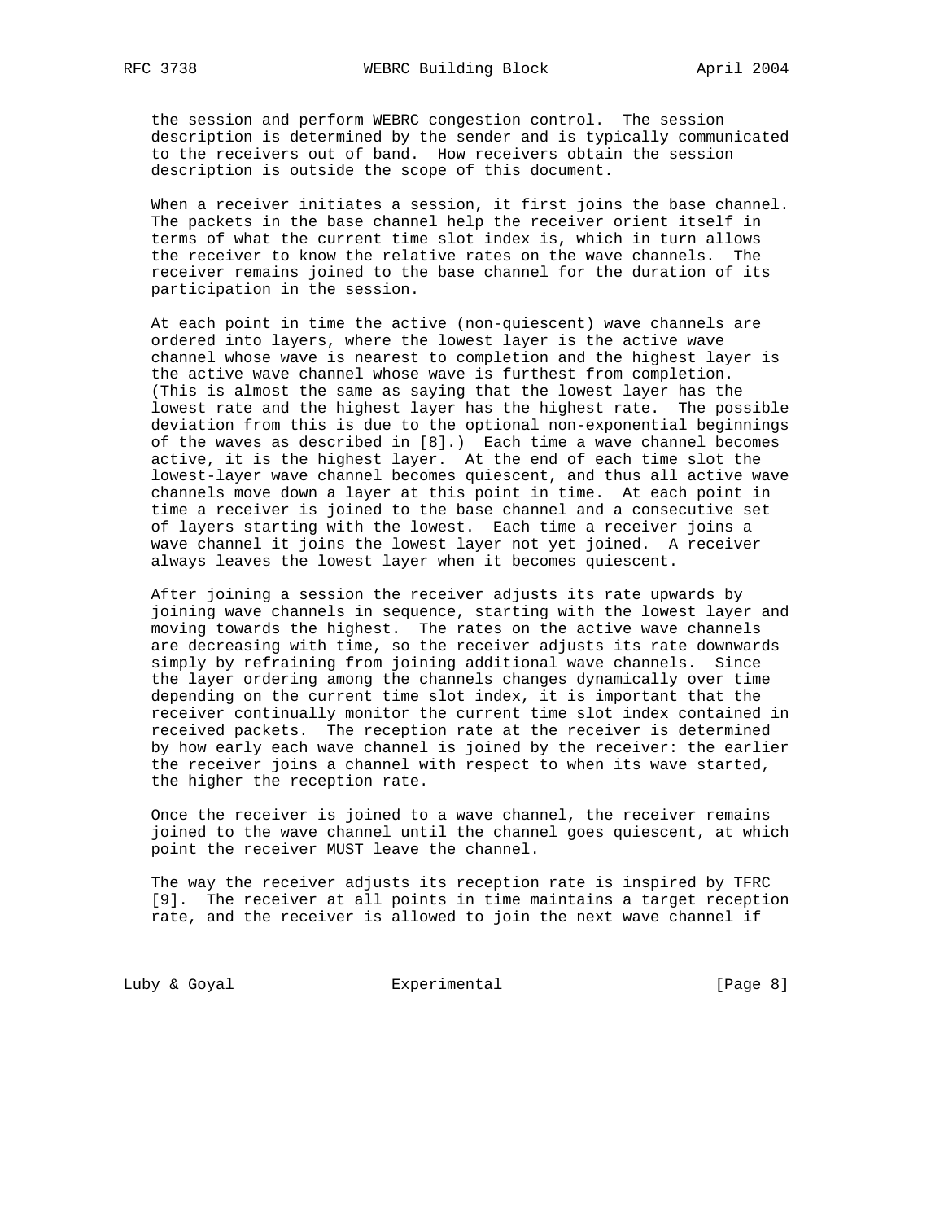the session and perform WEBRC congestion control. The session description is determined by the sender and is typically communicated to the receivers out of band. How receivers obtain the session description is outside the scope of this document.

When a receiver initiates a session, it first joins the base channel. The packets in the base channel help the receiver orient itself in terms of what the current time slot index is, which in turn allows the receiver to know the relative rates on the wave channels. The receiver remains joined to the base channel for the duration of its participation in the session.

At each point in time the active (non-quiescent) wave channels are ordered into layers, where the lowest layer is the active wave channel whose wave is nearest to completion and the highest layer is the active wave channel whose wave is furthest from completion. (This is almost the same as saying that the lowest layer has the lowest rate and the highest layer has the highest rate. The possible deviation from this is due to the optional non-exponential beginnings of the waves as described in [8].) Each time a wave channel becomes active, it is the highest layer. At the end of each time slot the lowest-layer wave channel becomes quiescent, and thus all active wave channels move down a layer at this point in time. At each point in time a receiver is joined to the base channel and a consecutive set of layers starting with the lowest. Each time a receiver joins a wave channel it joins the lowest layer not yet joined. A receiver always leaves the lowest layer when it becomes quiescent.

After joining a session the receiver adjusts its rate upwards by joining wave channels in sequence, starting with the lowest layer and moving towards the highest. The rates on the active wave channels are decreasing with time, so the receiver adjusts its rate downwards simply by refraining from joining additional wave channels. Since the layer ordering among the channels changes dynamically over time depending on the current time slot index, it is important that the receiver continually monitor the current time slot index contained in received packets. The reception rate at the receiver is determined by how early each wave channel is joined by the receiver: the earlier the receiver joins a channel with respect to when its wave started, the higher the reception rate.

Once the receiver is joined to a wave channel, the receiver remains joined to the wave channel until the channel goes quiescent, at which point the receiver MUST leave the channel.

The way the receiver adjusts its reception rate is inspired by TFRC [9]. The receiver at all points in time maintains a target reception rate, and the receiver is allowed to join the next wave channel if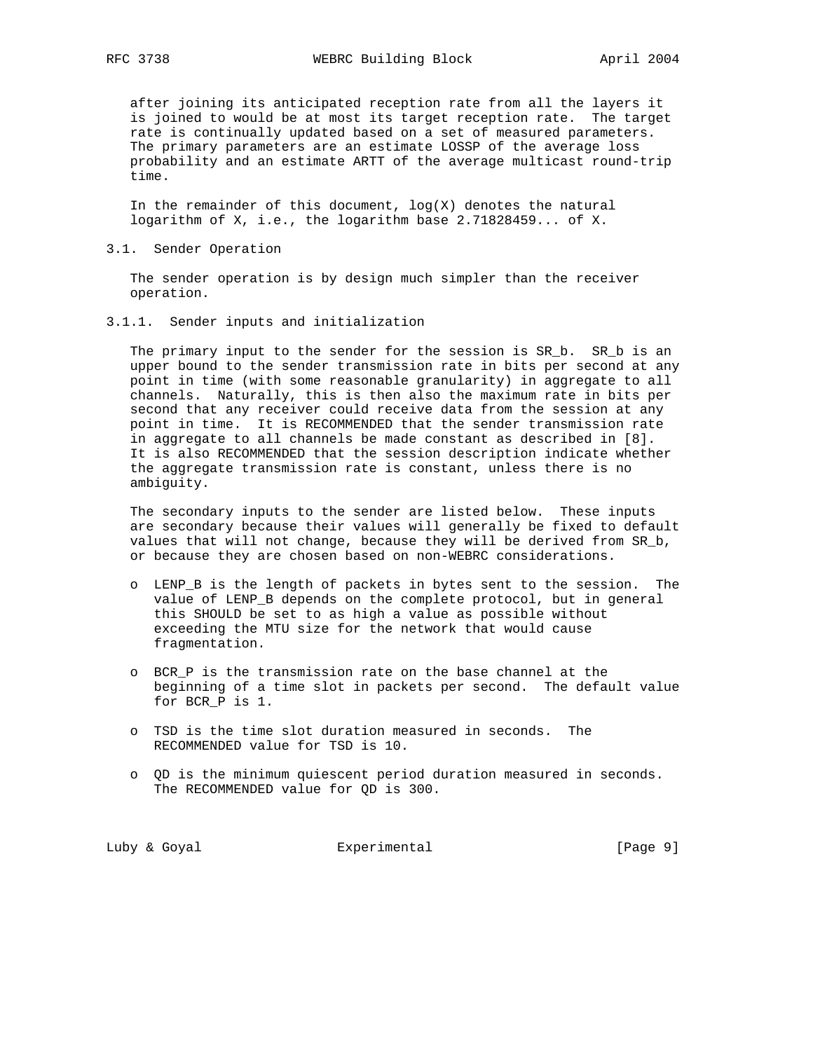after joining its anticipated reception rate from all the layers it is joined to would be at most its target reception rate. The target rate is continually updated based on a set of measured parameters. The primary parameters are an estimate LOSSP of the average loss probability and an estimate ARTT of the average multicast round-trip time.

In the remainder of this document, log(X) denotes the natural logarithm of X, i.e., the logarithm base 2.71828459... of X.

### 3.1. Sender Operation

The sender operation is by design much simpler than the receiver operation.

#### 3.1.1. Sender inputs and initialization

The primary input to the sender for the session is SR_b. SR_b is an upper bound to the sender transmission rate in bits per second at any point in time (with some reasonable granularity) in aggregate to all channels. Naturally, this is then also the maximum rate in bits per second that any receiver could receive data from the session at any point in time. It is RECOMMENDED that the sender transmission rate in aggregate to all channels be made constant as described in [8]. It is also RECOMMENDED that the session description indicate whether the aggregate transmission rate is constant, unless there is no ambiguity.

The secondary inputs to the sender are listed below. These inputs are secondary because their values will generally be fixed to default values that will not change, because they will be derived from SR_b, or because they are chosen based on non-WEBRC considerations.

- LENP_B is the length of packets in bytes sent to the session. The value of LENP_B depends on the complete protocol, but in general this SHOULD be set to as high a value as possible without exceeding the MTU size for the network that would cause fragmentation.

- BCR_P is the transmission rate on the base channel at the beginning of a time slot in packets per second. The default value for BCR_P is 1.

- TSD is the time slot duration measured in seconds. The RECOMMENDED value for TSD is 10.

- QD is the minimum quiescent period duration measured in seconds. The RECOMMENDED value for QD is 300.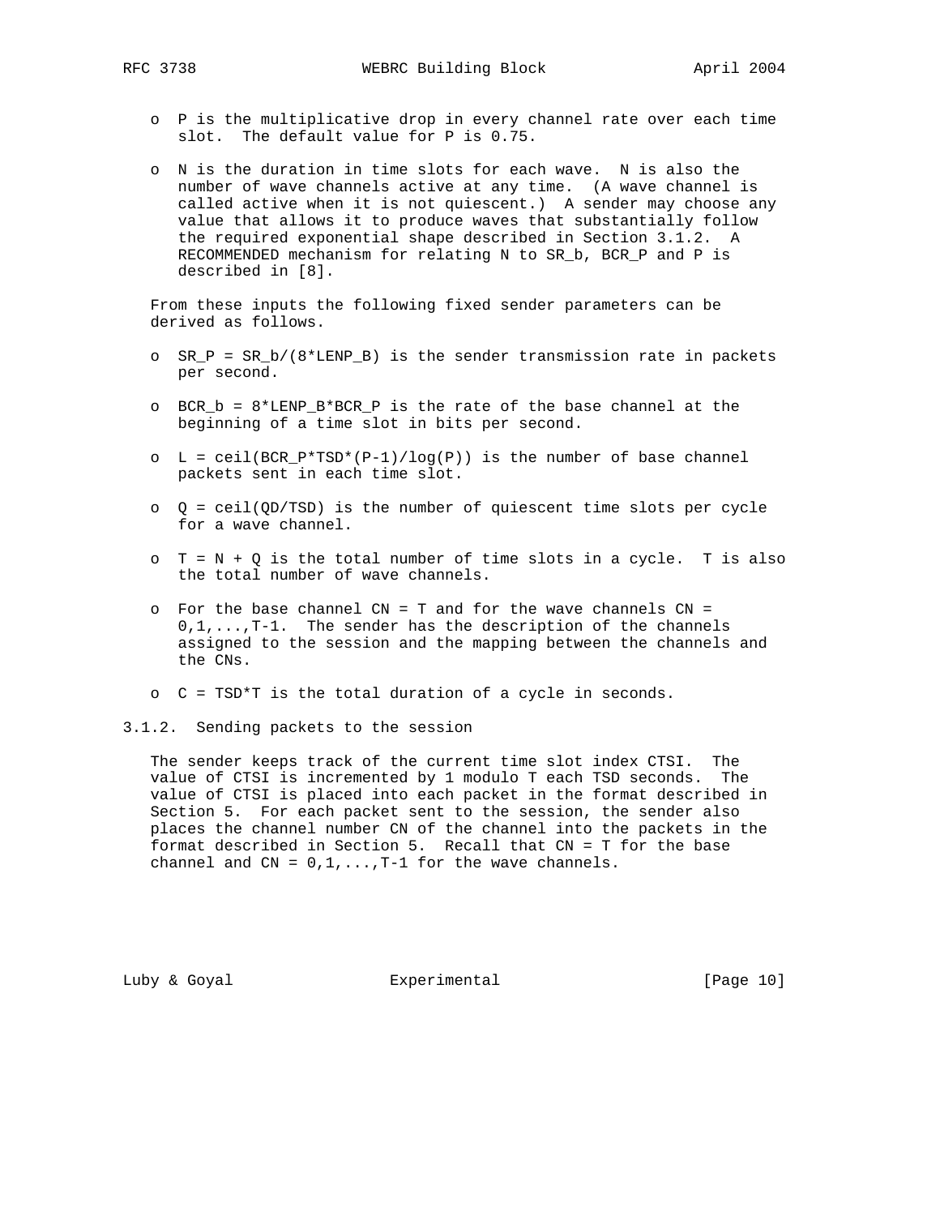- P is the multiplicative drop in every channel rate over each time slot. The default value for P is 0.75.

- N is the duration in time slots for each wave. N is also the number of wave channels active at any time. (A wave channel is called active when it is not quiescent.) A sender may choose any value that allows it to produce waves that substantially follow the required exponential shape described in Section 3.1.2. A RECOMMENDED mechanism for relating N to SR_b, BCR_P and P is described in [8].

From these inputs the following fixed sender parameters can be derived as follows.

- $SR_P = SR_b/(8*LENP_B)$ is the sender transmission rate in packets per second.

- $BCR_b = 8*LENP_B*BCR_P$ is the rate of the base channel at the beginning of a time slot in bits per second.

- $L = ceil(BCR_P*TSD*(P-1)/log(P))$ is the number of base channel packets sent in each time slot.

- $Q = ceil(QD/TSD)$ is the number of quiescent time slots per cycle for a wave channel.

- $T = N + Q$ is the total number of time slots in a cycle. T is also the total number of wave channels.

- For the base channel CN = T and for the wave channels CN = 0,1,...,T-1. The sender has the description of the channels assigned to the session and the mapping between the channels and the CNs.

- $C = TSD*T$ is the total duration of a cycle in seconds.

### 3.1.2. Sending packets to the session

The sender keeps track of the current time slot index CTSI. The value of CTSI is incremented by 1 modulo T each TSD seconds. The value of CTSI is placed into each packet in the format described in Section 5. For each packet sent to the session, the sender also places the channel number CN of the channel into the packets in the format described in Section 5. Recall that CN = T for the base channel and CN = 0,1,...,T-1 for the wave channels.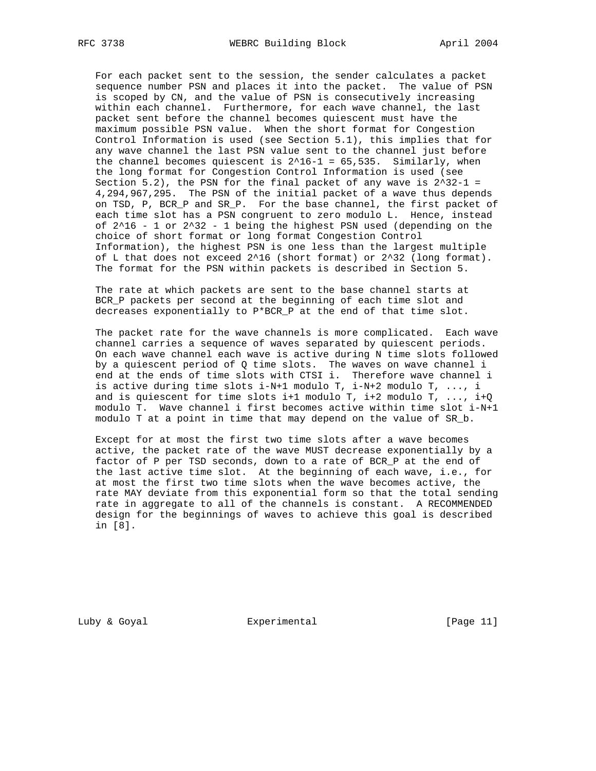For each packet sent to the session, the sender calculates a packet sequence number PSN and places it into the packet. The value of PSN is scoped by CN, and the value of PSN is consecutively increasing within each channel. Furthermore, for each wave channel, the last packet sent before the channel becomes quiescent must have the maximum possible PSN value. When the short format for Congestion Control Information is used (see Section 5.1), this implies that for any wave channel the last PSN value sent to the channel just before the channel becomes quiescent is $2^{16}-1 = 65,535$. Similarly, when the long format for Congestion Control Information is used (see Section 5.2), the PSN for the final packet of any wave is $2^{32}-1 = 4,294,967,295$. The PSN of the initial packet of a wave thus depends on TSD, P, BCR_P and SR_P. For the base channel, the first packet of each time slot has a PSN congruent to zero modulo L. Hence, instead of $2^{16} - 1$ or $2^{32} - 1$ being the highest PSN used (depending on the choice of short format or long format Congestion Control Information), the highest PSN is one less than the largest multiple of L that does not exceed $2^{16}$ (short format) or $2^{32}$ (long format). The format for the PSN within packets is described in Section 5.

The rate at which packets are sent to the base channel starts at BCR_P packets per second at the beginning of each time slot and decreases exponentially to P*BCR_P at the end of that time slot.

The packet rate for the wave channels is more complicated. Each wave channel carries a sequence of waves separated by quiescent periods. On each wave channel each wave is active during N time slots followed by a quiescent period of Q time slots. The waves on wave channel i end at the ends of time slots with CTSI i. Therefore wave channel i is active during time slots i-N+1 modulo T, i-N+2 modulo T, ..., i and is quiescent for time slots i+1 modulo T, i+2 modulo T, ..., i+Q modulo T. Wave channel i first becomes active within time slot i-N+1 modulo T at a point in time that may depend on the value of SR_b.

Except for at most the first two time slots after a wave becomes active, the packet rate of the wave MUST decrease exponentially by a factor of P per TSD seconds, down to a rate of BCR_P at the end of the last active time slot. At the beginning of each wave, i.e., for at most the first two time slots when the wave becomes active, the rate MAY deviate from this exponential form so that the total sending rate in aggregate to all of the channels is constant. A RECOMMENDED design for the beginnings of waves to achieve this goal is described in [8].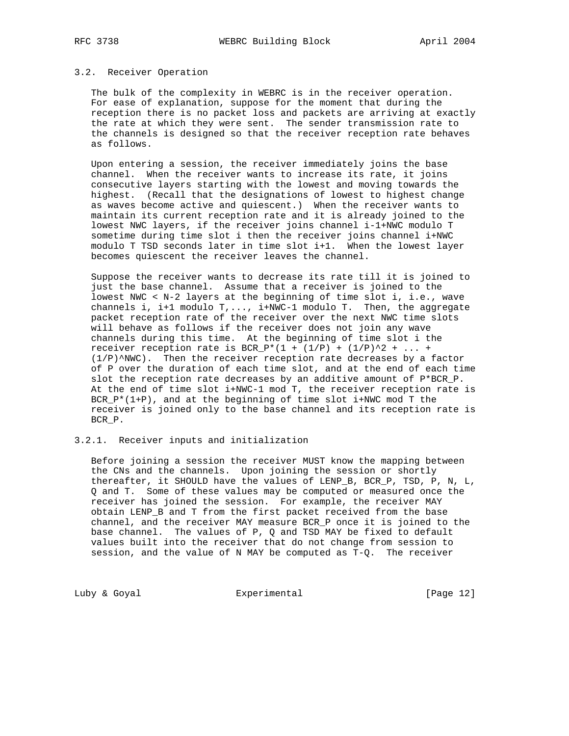### 3.2. Receiver Operation

The bulk of the complexity in WEBRC is in the receiver operation. For ease of explanation, suppose for the moment that during the reception there is no packet loss and packets are arriving at exactly the rate at which they were sent. The sender transmission rate to the channels is designed so that the receiver reception rate behaves as follows.

Upon entering a session, the receiver immediately joins the base channel. When the receiver wants to increase its rate, it joins consecutive layers starting with the lowest and moving towards the highest. (Recall that the designations of lowest to highest change as waves become active and quiescent.) When the receiver wants to maintain its current reception rate and it is already joined to the lowest NWC layers, if the receiver joins channel i-1+NWC modulo T sometime during time slot i then the receiver joins channel i+NWC modulo T TSD seconds later in time slot i+1. When the lowest layer becomes quiescent the receiver leaves the channel.

Suppose the receiver wants to decrease its rate till it is joined to just the base channel. Assume that a receiver is joined to the lowest NWC < N-2 layers at the beginning of time slot i, i.e., wave channels i, i+1 modulo T,..., i+NWC-1 modulo T. Then, the aggregate packet reception rate of the receiver over the next NWC time slots will behave as follows if the receiver does not join any wave channels during this time. At the beginning of time slot i the receiver reception rate is BCR_P*(1 + (1/P) + (1/P)^2 + ... + (1/P)^NWC). Then the receiver reception rate decreases by a factor of P over the duration of each time slot, and at the end of each time slot the reception rate decreases by an additive amount of P*BCR_P. At the end of time slot i+NWC-1 mod T, the receiver reception rate is BCR_P*(1+P), and at the beginning of time slot i+NWC mod T the receiver is joined only to the base channel and its reception rate is BCR_P.

#### 3.2.1. Receiver inputs and initialization

Before joining a session the receiver MUST know the mapping between the CNs and the channels. Upon joining the session or shortly thereafter, it SHOULD have the values of LENP_B, BCR_P, TSD, P, N, L, Q and T. Some of these values may be computed or measured once the receiver has joined the session. For example, the receiver MAY obtain LENP_B and T from the first packet received from the base channel, and the receiver MAY measure BCR_P once it is joined to the base channel. The values of P, Q and TSD MAY be fixed to default values built into the receiver that do not change from session to session, and the value of N MAY be computed as T-Q. The receiver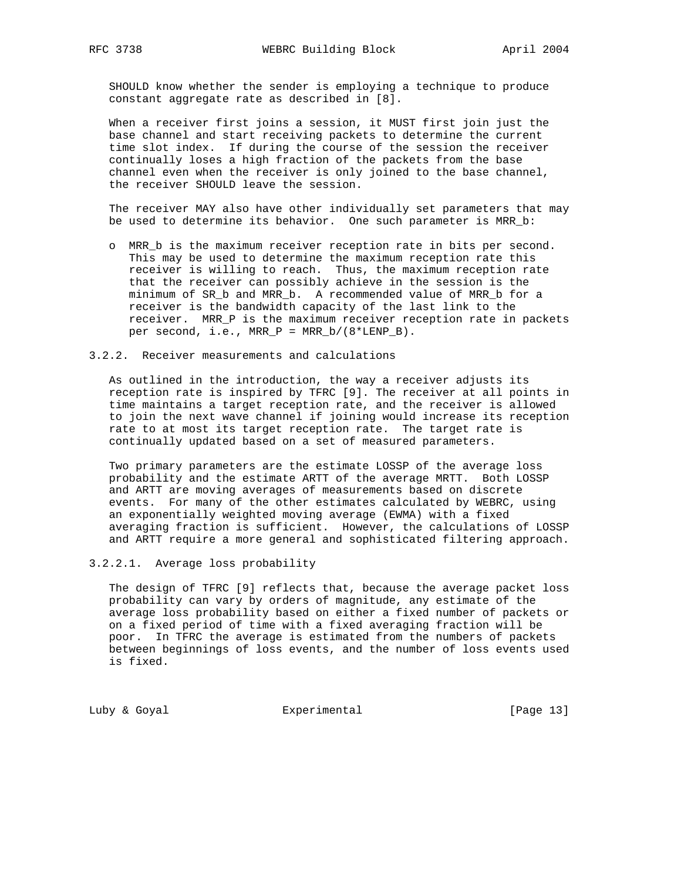SHOULD know whether the sender is employing a technique to produce constant aggregate rate as described in [8].

When a receiver first joins a session, it MUST first join just the base channel and start receiving packets to determine the current time slot index. If during the course of the session the receiver continually loses a high fraction of the packets from the base channel even when the receiver is only joined to the base channel, the receiver SHOULD leave the session.

The receiver MAY also have other individually set parameters that may be used to determine its behavior. One such parameter is MRR_b:

- MRR_b is the maximum receiver reception rate in bits per second. This may be used to determine the maximum reception rate this receiver is willing to reach. Thus, the maximum reception rate that the receiver can possibly achieve in the session is the minimum of SR_b and MRR_b. A recommended value of MRR_b for a receiver is the bandwidth capacity of the last link to the receiver. MRR_P is the maximum receiver reception rate in packets per second, i.e., MRR_P = MRR_b/(8*LENP_B).

### 3.2.2. Receiver measurements and calculations

As outlined in the introduction, the way a receiver adjusts its reception rate is inspired by TFRC [9]. The receiver at all points in time maintains a target reception rate, and the receiver is allowed to join the next wave channel if joining would increase its reception rate to at most its target reception rate. The target rate is continually updated based on a set of measured parameters.

Two primary parameters are the estimate LOSSP of the average loss probability and the estimate ARTT of the average MRTT. Both LOSSP and ARTT are moving averages of measurements based on discrete events. For many of the other estimates calculated by WEBRC, using an exponentially weighted moving average (EWMA) with a fixed averaging fraction is sufficient. However, the calculations of LOSSP and ARTT require a more general and sophisticated filtering approach.

#### 3.2.2.1. Average loss probability

The design of TFRC [9] reflects that, because the average packet loss probability can vary by orders of magnitude, any estimate of the average loss probability based on either a fixed number of packets or on a fixed period of time with a fixed averaging fraction will be poor. In TFRC the average is estimated from the numbers of packets between beginnings of loss events, and the number of loss events used is fixed.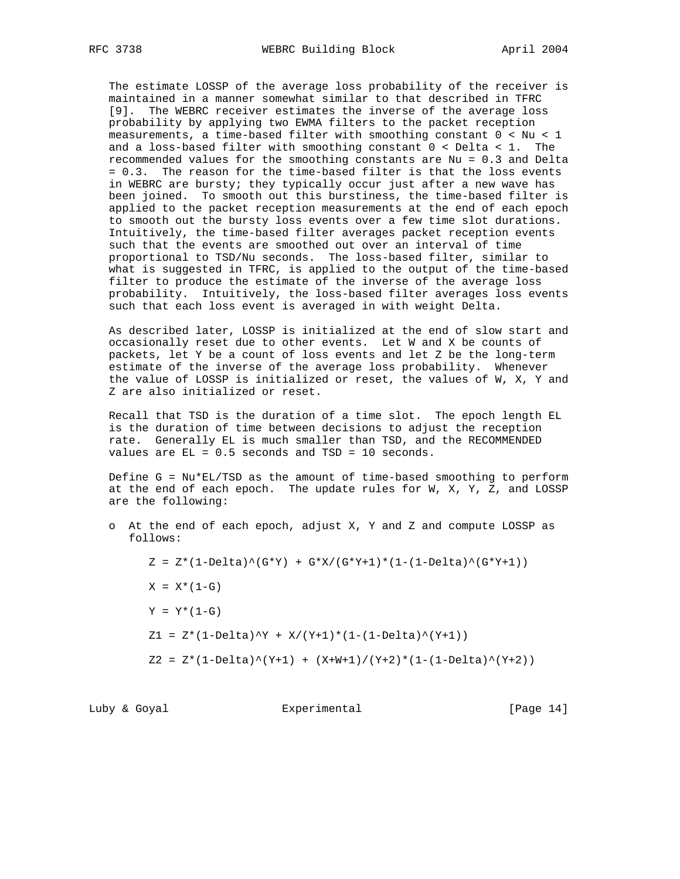The estimate LOSSP of the average loss probability of the receiver is maintained in a manner somewhat similar to that described in TFRC [9]. The WEBRC receiver estimates the inverse of the average loss probability by applying two EWMA filters to the packet reception measurements, a time-based filter with smoothing constant $0 < Nu < 1$ and a loss-based filter with smoothing constant $0 < Delta < 1$. The recommended values for the smoothing constants are $Nu = 0.3$ and $Delta = 0.3$. The reason for the time-based filter is that the loss events in WEBRC are bursty; they typically occur just after a new wave has been joined. To smooth out this burstiness, the time-based filter is applied to the packet reception measurements at the end of each epoch to smooth out the bursty loss events over a few time slot durations. Intuitively, the time-based filter averages packet reception events such that the events are smoothed out over an interval of time proportional to TSD/Nu seconds. The loss-based filter, similar to what is suggested in TFRC, is applied to the output of the time-based filter to produce the estimate of the inverse of the average loss probability. Intuitively, the loss-based filter averages loss events such that each loss event is averaged in with weight Delta.

As described later, LOSSP is initialized at the end of slow start and occasionally reset due to other events. Let W and X be counts of packets, let Y be a count of loss events and let Z be the long-term estimate of the inverse of the average loss probability. Whenever the value of LOSSP is initialized or reset, the values of W, X, Y and Z are also initialized or reset.

Recall that TSD is the duration of a time slot. The epoch length EL is the duration of time between decisions to adjust the reception rate. Generally EL is much smaller than TSD, and the RECOMMENDED values are EL = 0.5 seconds and TSD = 10 seconds.

Define $G = Nu*EL/TSD$ as the amount of time-based smoothing to perform at the end of each epoch. The update rules for W, X, Y, Z, and LOSSP are the following:

- At the end of each epoch, adjust X, Y and Z and compute LOSSP as follows:

```
Z = Z*(1-Delta)^(G*Y) + G*X/(G*Y+1)*(1-(1-Delta)^(G*Y+1))

X = X*(1-G)

Y = Y*(1-G)

Z1 = Z*(1-Delta)^Y + X/(Y+1)*(1-(1-Delta)^(Y+1))

Z2 = Z*(1-Delta)^(Y+1) + (X+W+1)/(Y+2)*(1-(1-Delta)^(Y+2))
```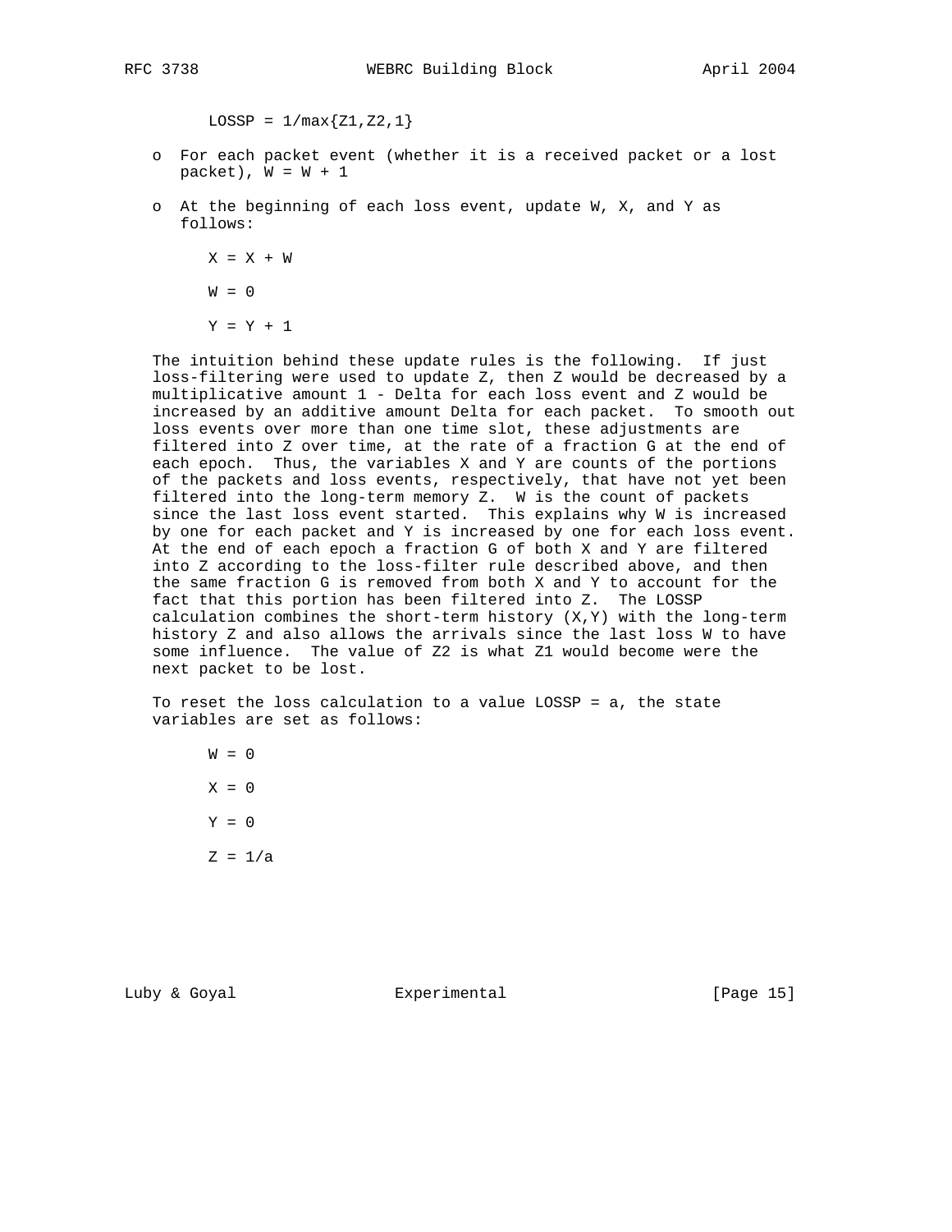$$LOSSP = 1/\max\{Z1,Z2,1\}$$

- For each packet event (whether it is a received packet or a lost packet), $W = W + 1$
- At the beginning of each loss event, update W, X, and Y as follows:

$$X = X + W$$

$$W = 0$$

$$Y = Y + 1$$

The intuition behind these update rules is the following. If just loss-filtering were used to update Z, then Z would be decreased by a multiplicative amount 1 - Delta for each loss event and Z would be increased by an additive amount Delta for each packet. To smooth out loss events over more than one time slot, these adjustments are filtered into Z over time, at the rate of a fraction G at the end of each epoch. Thus, the variables X and Y are counts of the portions of the packets and loss events, respectively, that have not yet been filtered into the long-term memory Z. W is the count of packets since the last loss event started. This explains why W is increased by one for each packet and Y is increased by one for each loss event. At the end of each epoch a fraction G of both X and Y are filtered into Z according to the loss-filter rule described above, and then the same fraction G is removed from both X and Y to account for the fact that this portion has been filtered into Z. The LOSSP calculation combines the short-term history (X,Y) with the long-term history Z and also allows the arrivals since the last loss W to have some influence. The value of Z2 is what Z1 would become were the next packet to be lost.

To reset the loss calculation to a value LOSSP = a, the state variables are set as follows:

$$W = 0$$

$$X = 0$$

$$Y = 0$$

$$Z = 1/a$$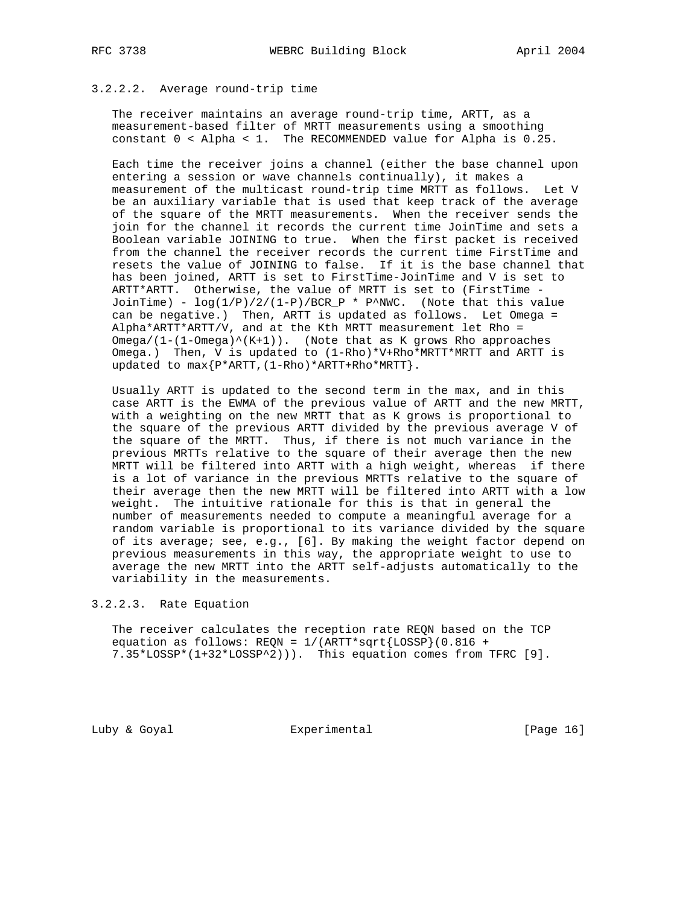#### 3.2.2.2. Average round-trip time

The receiver maintains an average round-trip time, ARTT, as a measurement-based filter of MRTT measurements using a smoothing constant $0 < Alpha < 1$. The RECOMMENDED value for Alpha is 0.25.

Each time the receiver joins a channel (either the base channel upon entering a session or wave channels continually), it makes a measurement of the multicast round-trip time MRTT as follows. Let V be an auxiliary variable that is used that keep track of the average of the square of the MRTT measurements. When the receiver sends the join for the channel it records the current time JoinTime and sets a Boolean variable JOINING to true. When the first packet is received from the channel the receiver records the current time FirstTime and resets the value of JOINING to false. If it is the base channel that has been joined, ARTT is set to FirstTime-JoinTime and V is set to ARTT*ARTT. Otherwise, the value of MRTT is set to (FirstTime - JoinTime) - log(1/P)/2/(1-P)/BCR_P * P^NWC. (Note that this value can be negative.) Then, ARTT is updated as follows. Let Omega = Alpha*ARTT*ARTT/V, and at the Kth MRTT measurement let Rho = Omega/(1-(1-Omega)^(K+1)). (Note that as K grows Rho approaches Omega.) Then, V is updated to (1-Rho)*V+Rho*MRTT*MRTT and ARTT is updated to max{P*ARTT,(1-Rho)*ARTT+Rho*MRTT}.

Usually ARTT is updated to the second term in the max, and in this case ARTT is the EWMA of the previous value of ARTT and the new MRTT, with a weighting on the new MRTT that as K grows is proportional to the square of the previous ARTT divided by the previous average V of the square of the MRTT. Thus, if there is not much variance in the previous MRTTs relative to the square of their average then the new MRTT will be filtered into ARTT with a high weight, whereas if there is a lot of variance in the previous MRTTs relative to the square of their average then the new MRTT will be filtered into ARTT with a low weight. The intuitive rationale for this is that in general the number of measurements needed to compute a meaningful average for a random variable is proportional to its variance divided by the square of its average; see, e.g., [6]. By making the weight factor depend on previous measurements in this way, the appropriate weight to use to average the new MRTT into the ARTT self-adjusts automatically to the variability in the measurements.

#### 3.2.2.3. Rate Equation

The receiver calculates the reception rate REQN based on the TCP equation as follows: REQN = 1/(ARTT*sqrt{LOSSP}(0.816 + 7.35*LOSSP*(1+32*LOSSP^2))). This equation comes from TFRC [9].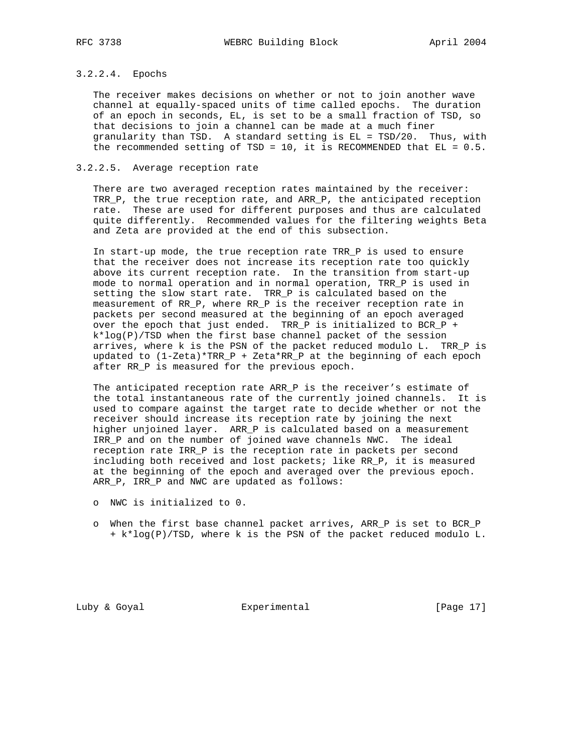#### 3.2.2.4. Epochs

The receiver makes decisions on whether or not to join another wave channel at equally-spaced units of time called epochs. The duration of an epoch in seconds, EL, is set to be a small fraction of TSD, so that decisions to join a channel can be made at a much finer granularity than TSD. A standard setting is EL = TSD/20. Thus, with the recommended setting of TSD = 10, it is RECOMMENDED that EL = 0.5.

#### 3.2.2.5. Average reception rate

There are two averaged reception rates maintained by the receiver: TRR_P, the true reception rate, and ARR_P, the anticipated reception rate. These are used for different purposes and thus are calculated quite differently. Recommended values for the filtering weights Beta and Zeta are provided at the end of this subsection.

In start-up mode, the true reception rate TRR_P is used to ensure that the receiver does not increase its reception rate too quickly above its current reception rate. In the transition from start-up mode to normal operation and in normal operation, TRR_P is used in setting the slow start rate. TRR_P is calculated based on the measurement of RR_P, where RR_P is the receiver reception rate in packets per second measured at the beginning of an epoch averaged over the epoch that just ended. TRR_P is initialized to BCR_P + k*log(P)/TSD when the first base channel packet of the session arrives, where k is the PSN of the packet reduced modulo L. TRR_P is updated to (1-Zeta)*TRR_P + Zeta*RR_P at the beginning of each epoch after RR_P is measured for the previous epoch.

The anticipated reception rate ARR_P is the receiver's estimate of the total instantaneous rate of the currently joined channels. It is used to compare against the target rate to decide whether or not the receiver should increase its reception rate by joining the next higher unjoined layer. ARR_P is calculated based on a measurement IRR_P and on the number of joined wave channels NWC. The ideal reception rate IRR_P is the reception rate in packets per second including both received and lost packets; like RR_P, it is measured at the beginning of the epoch and averaged over the previous epoch. ARR_P, IRR_P and NWC are updated as follows:

- NWC is initialized to 0.
- When the first base channel packet arrives, ARR_P is set to BCR_P + k*log(P)/TSD, where k is the PSN of the packet reduced modulo L.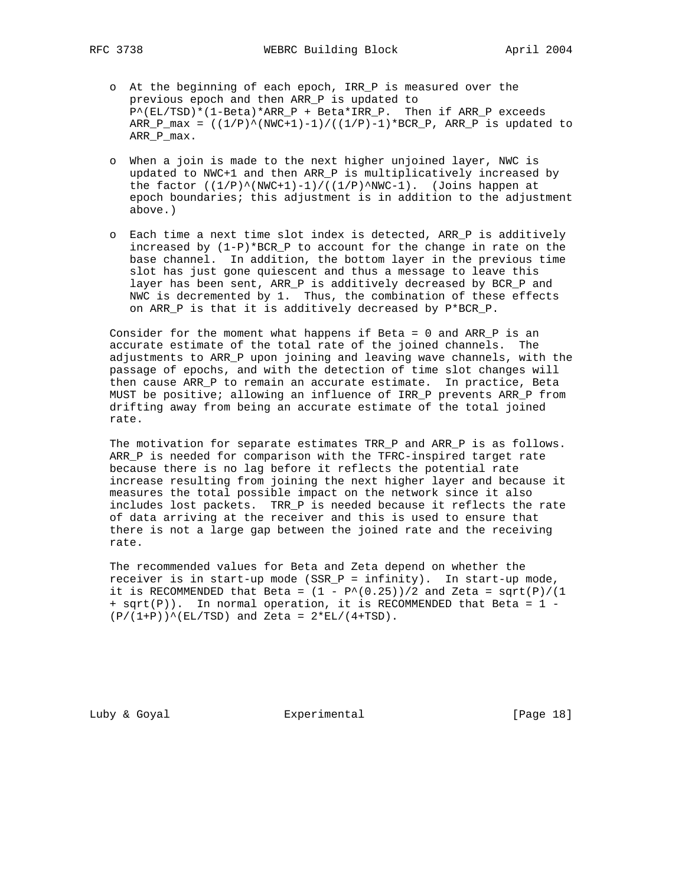- At the beginning of each epoch, IRR_P is measured over the previous epoch and then ARR_P is updated to $P^{(EL/TSD)}*(1-Beta)*ARR\_P + Beta*IRR\_P$. Then if ARR_P exceeds $ARR\_P\_max = ((1/P)^{(NWC+1)}-1)/((1/P)-1)*BCR\_P$, ARR_P is updated to ARR_P_max.

- When a join is made to the next higher unjoined layer, NWC is updated to NWC+1 and then ARR_P is multiplicatively increased by the factor $((1/P)^{(NWC+1)}-1)/((1/P)^{NWC}-1)$. (Joins happen at epoch boundaries; this adjustment is in addition to the adjustment above.)

- Each time a next time slot index is detected, ARR_P is additively increased by $(1-P)*BCR\_P$ to account for the change in rate on the base channel. In addition, the bottom layer in the previous time slot has just gone quiescent and thus a message to leave this layer has been sent, ARR_P is additively decreased by BCR_P and NWC is decremented by 1. Thus, the combination of these effects on ARR_P is that it is additively decreased by $P*BCR\_P$.

Consider for the moment what happens if Beta = 0 and ARR_P is an accurate estimate of the total rate of the joined channels. The adjustments to ARR_P upon joining and leaving wave channels, with the passage of epochs, and with the detection of time slot changes will then cause ARR_P to remain an accurate estimate. In practice, Beta MUST be positive; allowing an influence of IRR_P prevents ARR_P from drifting away from being an accurate estimate of the total joined rate.

The motivation for separate estimates TRR_P and ARR_P is as follows. ARR_P is needed for comparison with the TFRC-inspired target rate because there is no lag before it reflects the potential rate increase resulting from joining the next higher layer and because it measures the total possible impact on the network since it also includes lost packets. TRR_P is needed because it reflects the rate of data arriving at the receiver and this is used to ensure that there is not a large gap between the joined rate and the receiving rate.

The recommended values for Beta and Zeta depend on whether the receiver is in start-up mode (SSR_P = infinity). In start-up mode, it is RECOMMENDED that $Beta = (1 - P^{(0.25)})/2$ and $Zeta = sqrt(P)/(1 + sqrt(P))$. In normal operation, it is RECOMMENDED that $Beta = 1 - (P/(1+P))^{(EL/TSD)}$ and $Zeta = 2*EL/(4+TSD)$.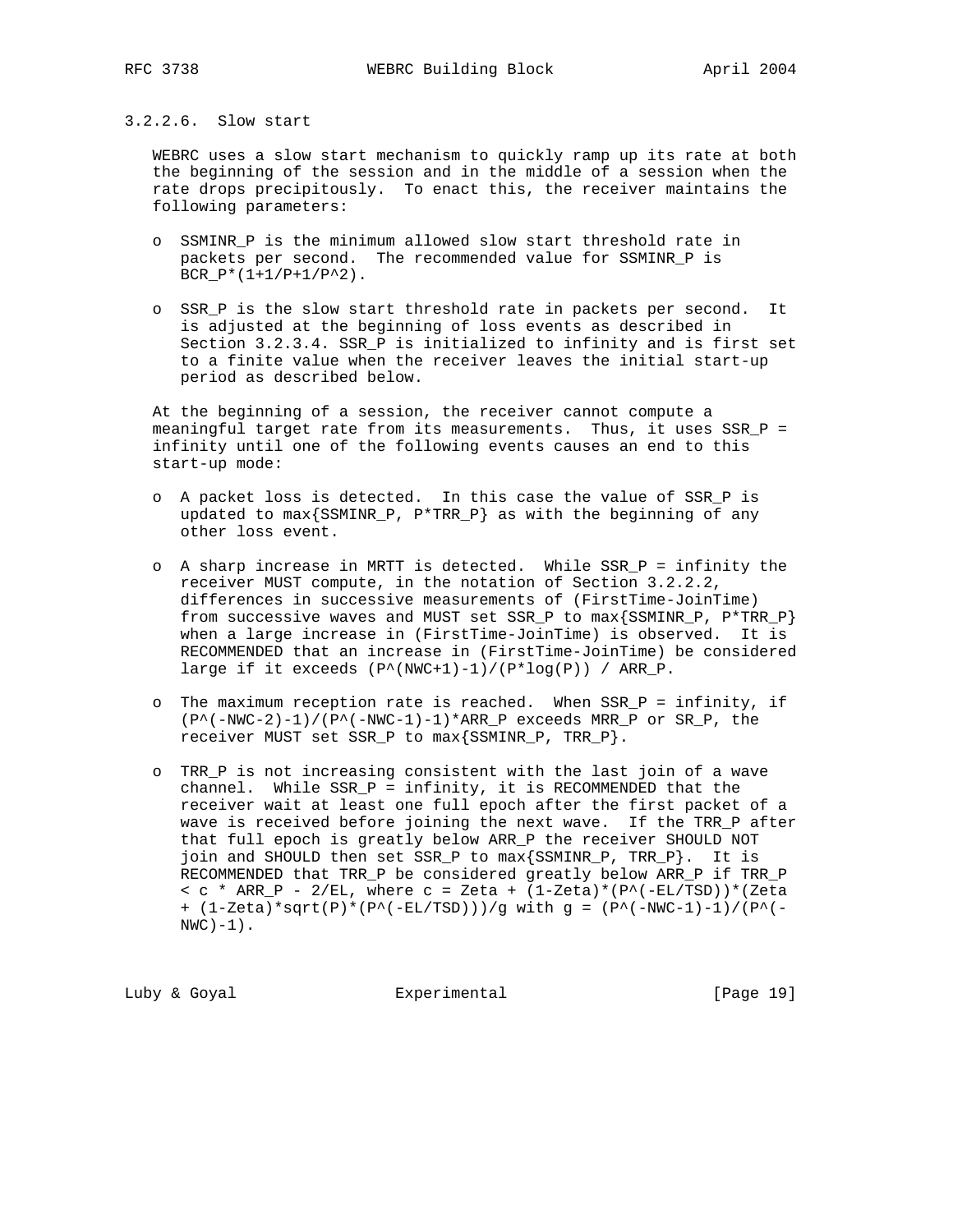### 3.2.2.6. Slow start

WEBRC uses a slow start mechanism to quickly ramp up its rate at both the beginning of the session and in the middle of a session when the rate drops precipitously. To enact this, the receiver maintains the following parameters:

- SSMINR_P is the minimum allowed slow start threshold rate in packets per second. The recommended value for SSMINR_P is $BCR\_P*(1+1/P+1/P^2)$.

- SSR_P is the slow start threshold rate in packets per second. It is adjusted at the beginning of loss events as described in Section 3.2.3.4. SSR_P is initialized to infinity and is first set to a finite value when the receiver leaves the initial start-up period as described below.

At the beginning of a session, the receiver cannot compute a meaningful target rate from its measurements. Thus, it uses SSR_P = infinity until one of the following events causes an end to this start-up mode:

- A packet loss is detected. In this case the value of SSR_P is updated to max{SSMINR_P, P*TRR_P} as with the beginning of any other loss event.

- A sharp increase in MRTT is detected. While SSR_P = infinity the receiver MUST compute, in the notation of Section 3.2.2.2, differences in successive measurements of (FirstTime-JoinTime) from successive waves and MUST set SSR_P to max{SSMINR_P, P*TRR_P} when a large increase in (FirstTime-JoinTime) is observed. It is RECOMMENDED that an increase in (FirstTime-JoinTime) be considered large if it exceeds $(P^{(NWC+1)}-1)/(P*\log(P)) / ARR\_P$.

- The maximum reception rate is reached. When SSR_P = infinity, if $(P^{(-NWC-2)}-1)/(P^{(-NWC-1)}-1)*ARR\_P$ exceeds MRR_P or SR_P, the receiver MUST set SSR_P to max{SSMINR_P, TRR_P}.

- TRR_P is not increasing consistent with the last join of a wave channel. While SSR_P = infinity, it is RECOMMENDED that the receiver wait at least one full epoch after the first packet of a wave is received before joining the next wave. If the TRR_P after that full epoch is greatly below ARR_P the receiver SHOULD NOT join and SHOULD then set SSR_P to max{SSMINR_P, TRR_P}. It is RECOMMENDED that TRR_P be considered greatly below ARR_P if $TRR\_P < c * ARR\_P - 2/EL$, where $c = Zeta + (1-Zeta)*(P^{(-EL/TSD)})*(Zeta + (1-Zeta)*\sqrt{P}*(P^{(-EL/TSD)}))/g$ with $g = (P^{(-NWC-1)}-1)/(P^{(-NWC)}-1)$.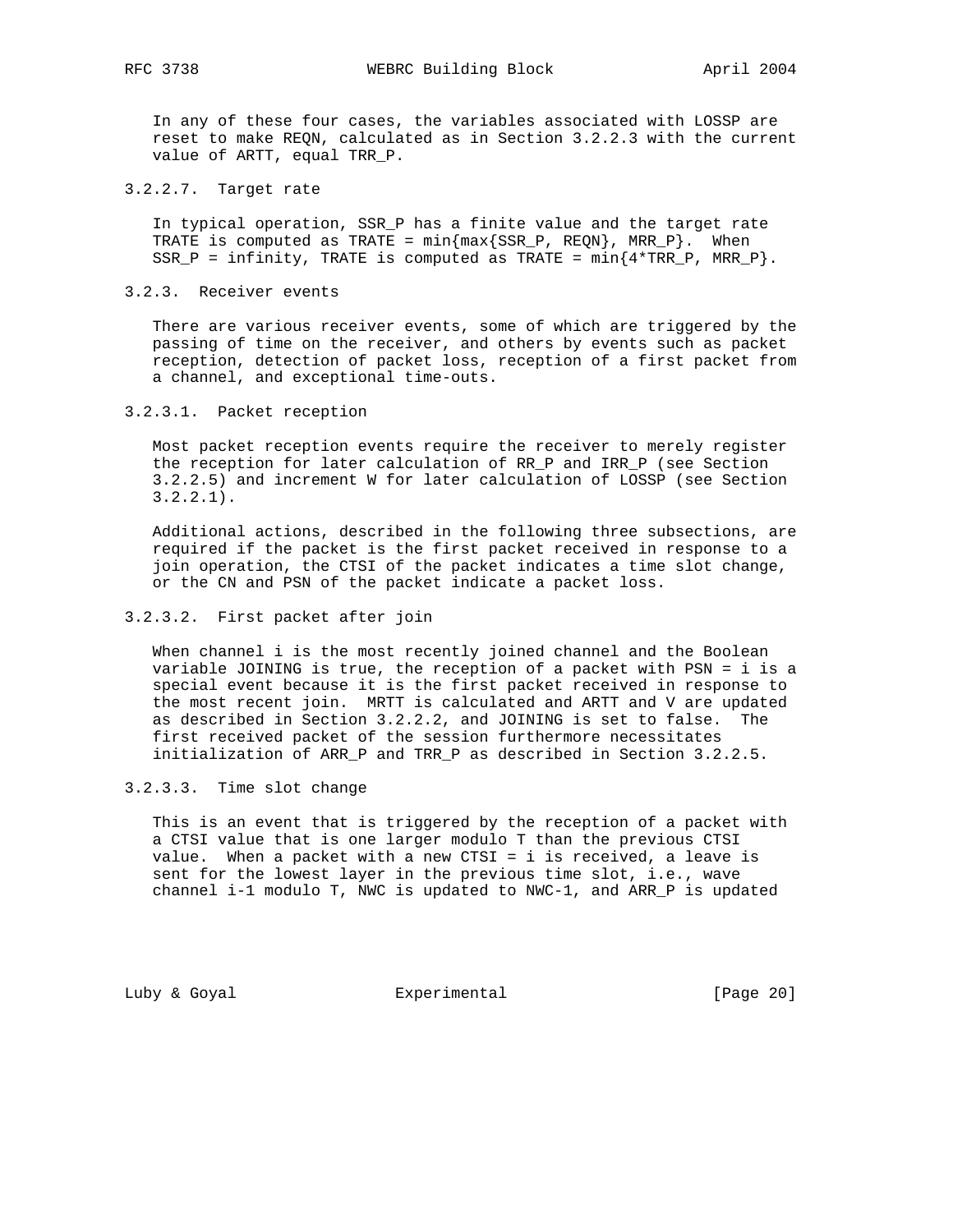In any of these four cases, the variables associated with LOSSP are reset to make REQN, calculated as in Section 3.2.2.3 with the current value of ARTT, equal TRR_P.

#### 3.2.2.7. Target rate

In typical operation, SSR_P has a finite value and the target rate TRATE is computed as $TRATE = \min\{\max\{SSR\_P, REQN\}, MRR\_P\}$. When SSR_P = infinity, TRATE is computed as $TRATE = \min\{4*TRR\_P, MRR\_P\}$.

### 3.2.3. Receiver events

There are various receiver events, some of which are triggered by the passing of time on the receiver, and others by events such as packet reception, detection of packet loss, reception of a first packet from a channel, and exceptional time-outs.

#### 3.2.3.1. Packet reception

Most packet reception events require the receiver to merely register the reception for later calculation of RR_P and IRR_P (see Section 3.2.2.5) and increment W for later calculation of LOSSP (see Section 3.2.2.1).

Additional actions, described in the following three subsections, are required if the packet is the first packet received in response to a join operation, the CTSI of the packet indicates a time slot change, or the CN and PSN of the packet indicate a packet loss.

#### 3.2.3.2. First packet after join

When channel i is the most recently joined channel and the Boolean variable JOINING is true, the reception of a packet with PSN = i is a special event because it is the first packet received in response to the most recent join. MRTT is calculated and ARTT and V are updated as described in Section 3.2.2.2, and JOINING is set to false. The first received packet of the session furthermore necessitates initialization of ARR_P and TRR_P as described in Section 3.2.2.5.

#### 3.2.3.3. Time slot change

This is an event that is triggered by the reception of a packet with a CTSI value that is one larger modulo T than the previous CTSI value. When a packet with a new CTSI = i is received, a leave is sent for the lowest layer in the previous time slot, i.e., wave channel i-1 modulo T, NWC is updated to NWC-1, and ARR_P is updated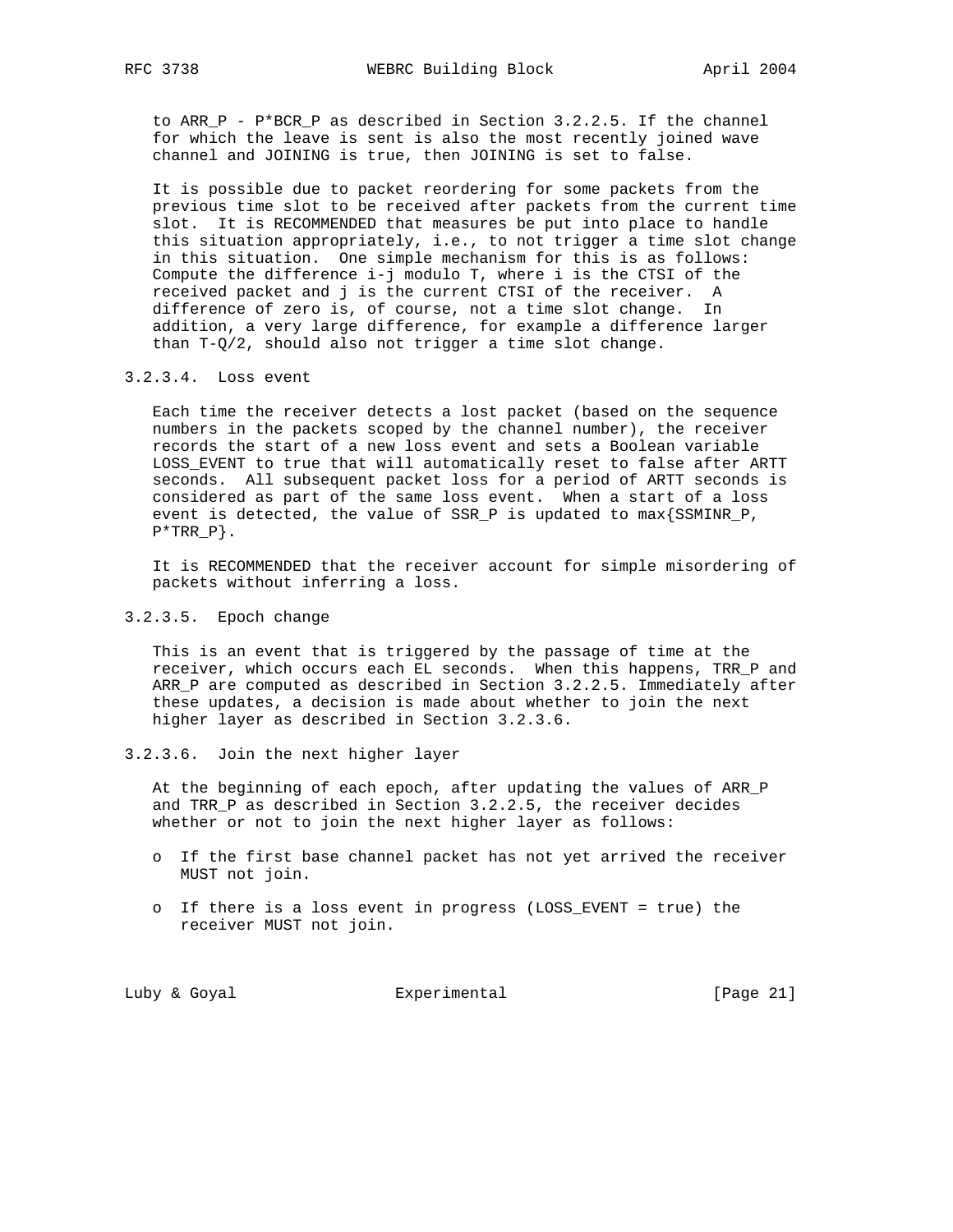to ARR_P - P*BCR_P as described in Section 3.2.2.5. If the channel for which the leave is sent is also the most recently joined wave channel and JOINING is true, then JOINING is set to false.

It is possible due to packet reordering for some packets from the previous time slot to be received after packets from the current time slot. It is RECOMMENDED that measures be put into place to handle this situation appropriately, i.e., to not trigger a time slot change in this situation. One simple mechanism for this is as follows: Compute the difference i-j modulo T, where i is the CTSI of the received packet and j is the current CTSI of the receiver. A difference of zero is, of course, not a time slot change. In addition, a very large difference, for example a difference larger than T-Q/2, should also not trigger a time slot change.

#### 3.2.3.4. Loss event

Each time the receiver detects a lost packet (based on the sequence numbers in the packets scoped by the channel number), the receiver records the start of a new loss event and sets a Boolean variable LOSS_EVENT to true that will automatically reset to false after ARTT seconds. All subsequent packet loss for a period of ARTT seconds is considered as part of the same loss event. When a start of a loss event is detected, the value of SSR_P is updated to max{SSMINR_P, P*TRR_P}.

It is RECOMMENDED that the receiver account for simple misordering of packets without inferring a loss.

#### 3.2.3.5. Epoch change

This is an event that is triggered by the passage of time at the receiver, which occurs each EL seconds. When this happens, TRR_P and ARR_P are computed as described in Section 3.2.2.5. Immediately after these updates, a decision is made about whether to join the next higher layer as described in Section 3.2.3.6.

#### 3.2.3.6. Join the next higher layer

At the beginning of each epoch, after updating the values of ARR_P and TRR_P as described in Section 3.2.2.5, the receiver decides whether or not to join the next higher layer as follows:

- If the first base channel packet has not yet arrived the receiver MUST not join.
- If there is a loss event in progress (LOSS_EVENT = true) the receiver MUST not join.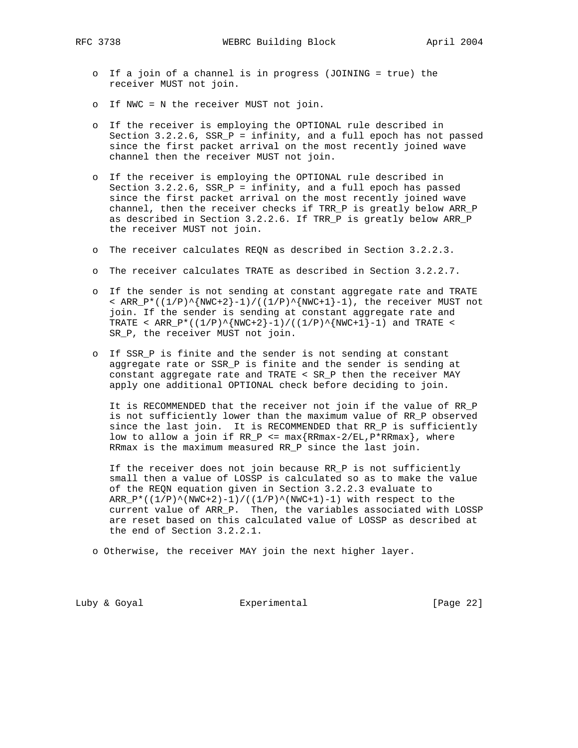- If a join of a channel is in progress (JOINING = true) the receiver MUST not join.

- If NWC = N the receiver MUST not join.

- If the receiver is employing the OPTIONAL rule described in Section 3.2.2.6, SSR_P = infinity, and a full epoch has not passed since the first packet arrival on the most recently joined wave channel then the receiver MUST not join.

- If the receiver is employing the OPTIONAL rule described in Section 3.2.2.6, SSR_P = infinity, and a full epoch has passed since the first packet arrival on the most recently joined wave channel, then the receiver checks if TRR_P is greatly below ARR_P as described in Section 3.2.2.6. If TRR_P is greatly below ARR_P the receiver MUST not join.

- The receiver calculates REQN as described in Section 3.2.2.3.

- The receiver calculates TRATE as described in Section 3.2.2.7.

- If the sender is not sending at constant aggregate rate and TRATE < ARR_P*((1/P)^{NWC+2}-1)/((1/P)^{NWC+1}-1), the receiver MUST not join. If the sender is sending at constant aggregate rate and TRATE < ARR_P*((1/P)^{NWC+2}-1)/((1/P)^{NWC+1}-1) and TRATE < SR_P, the receiver MUST not join.

- If SSR_P is finite and the sender is not sending at constant aggregate rate or SSR_P is finite and the sender is sending at constant aggregate rate and TRATE < SR_P then the receiver MAY apply one additional OPTIONAL check before deciding to join.

  It is RECOMMENDED that the receiver not join if the value of RR_P is not sufficiently lower than the maximum value of RR_P observed since the last join. It is RECOMMENDED that RR_P is sufficiently low to allow a join if RR_P <= max{RRmax-2/EL,P*RRmax}, where RRmax is the maximum measured RR_P since the last join.

  If the receiver does not join because RR_P is not sufficiently small then a value of LOSSP is calculated so as to make the value of the REQN equation given in Section 3.2.2.3 evaluate to ARR_P*((1/P)^(NWC+2)-1)/((1/P)^(NWC+1)-1) with respect to the current value of ARR_P. Then, the variables associated with LOSSP are reset based on this calculated value of LOSSP as described at the end of Section 3.2.2.1.

- Otherwise, the receiver MAY join the next higher layer.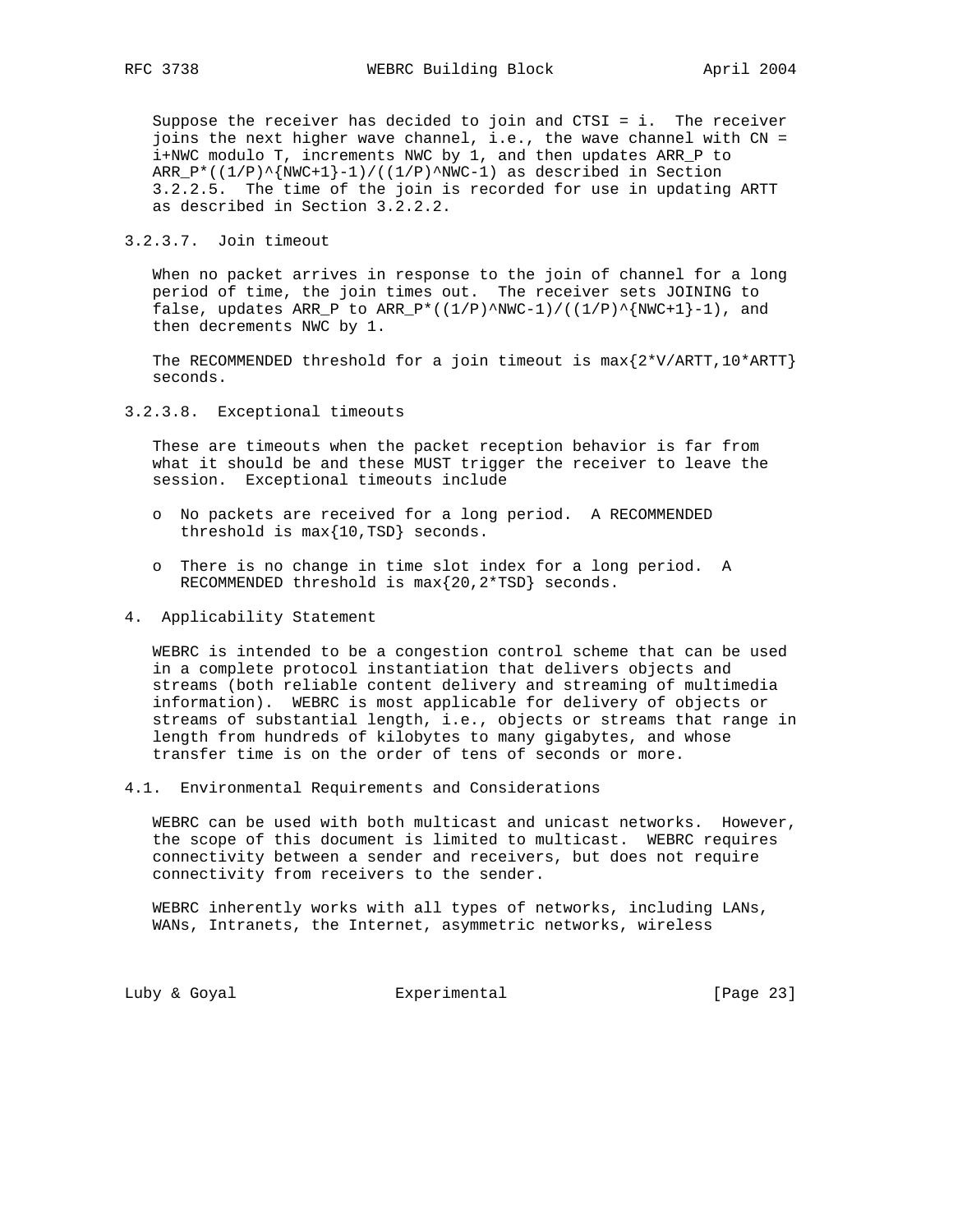Suppose the receiver has decided to join and CTSI = i. The receiver joins the next higher wave channel, i.e., the wave channel with CN = i+NWC modulo T, increments NWC by 1, and then updates ARR_P to ARR_P*((1/P)^{NWC+1}-1)/((1/P)^NWC-1) as described in Section 3.2.2.5. The time of the join is recorded for use in updating ARTT as described in Section 3.2.2.2.

#### 3.2.3.7. Join timeout

When no packet arrives in response to the join of channel for a long period of time, the join times out. The receiver sets JOINING to false, updates ARR_P to ARR_P*((1/P)^NWC-1)/((1/P)^{NWC+1}-1), and then decrements NWC by 1.

The RECOMMENDED threshold for a join timeout is max{2*V/ARTT,10*ARTT} seconds.

#### 3.2.3.8. Exceptional timeouts

These are timeouts when the packet reception behavior is far from what it should be and these MUST trigger the receiver to leave the session. Exceptional timeouts include

- No packets are received for a long period. A RECOMMENDED threshold is max{10,TSD} seconds.
- There is no change in time slot index for a long period. A RECOMMENDED threshold is max{20,2*TSD} seconds.

## 4. Applicability Statement

WEBRC is intended to be a congestion control scheme that can be used in a complete protocol instantiation that delivers objects and streams (both reliable content delivery and streaming of multimedia information). WEBRC is most applicable for delivery of objects or streams of substantial length, i.e., objects or streams that range in length from hundreds of kilobytes to many gigabytes, and whose transfer time is on the order of tens of seconds or more.

### 4.1. Environmental Requirements and Considerations

WEBRC can be used with both multicast and unicast networks. However, the scope of this document is limited to multicast. WEBRC requires connectivity between a sender and receivers, but does not require connectivity from receivers to the sender.

WEBRC inherently works with all types of networks, including LANs, WANs, Intranets, the Internet, asymmetric networks, wireless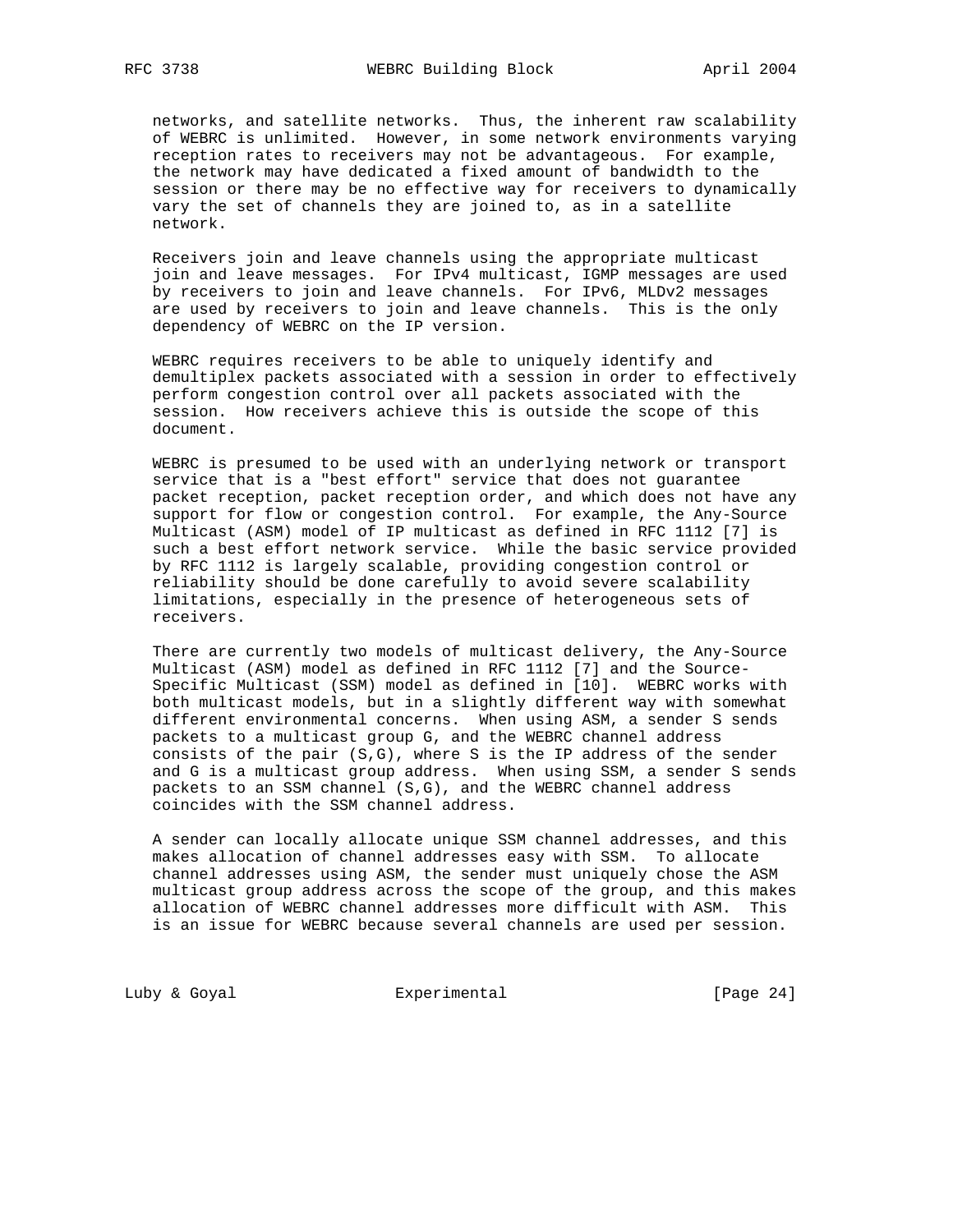networks, and satellite networks. Thus, the inherent raw scalability of WEBRC is unlimited. However, in some network environments varying reception rates to receivers may not be advantageous. For example, the network may have dedicated a fixed amount of bandwidth to the session or there may be no effective way for receivers to dynamically vary the set of channels they are joined to, as in a satellite network.

Receivers join and leave channels using the appropriate multicast join and leave messages. For IPv4 multicast, IGMP messages are used by receivers to join and leave channels. For IPv6, MLDv2 messages are used by receivers to join and leave channels. This is the only dependency of WEBRC on the IP version.

WEBRC requires receivers to be able to uniquely identify and demultiplex packets associated with a session in order to effectively perform congestion control over all packets associated with the session. How receivers achieve this is outside the scope of this document.

WEBRC is presumed to be used with an underlying network or transport service that is a "best effort" service that does not guarantee packet reception, packet reception order, and which does not have any support for flow or congestion control. For example, the Any-Source Multicast (ASM) model of IP multicast as defined in RFC 1112 [7] is such a best effort network service. While the basic service provided by RFC 1112 is largely scalable, providing congestion control or reliability should be done carefully to avoid severe scalability limitations, especially in the presence of heterogeneous sets of receivers.

There are currently two models of multicast delivery, the Any-Source Multicast (ASM) model as defined in RFC 1112 [7] and the Source-Specific Multicast (SSM) model as defined in [10]. WEBRC works with both multicast models, but in a slightly different way with somewhat different environmental concerns. When using ASM, a sender S sends packets to a multicast group G, and the WEBRC channel address consists of the pair (S,G), where S is the IP address of the sender and G is a multicast group address. When using SSM, a sender S sends packets to an SSM channel (S,G), and the WEBRC channel address coincides with the SSM channel address.

A sender can locally allocate unique SSM channel addresses, and this makes allocation of channel addresses easy with SSM. To allocate channel addresses using ASM, the sender must uniquely chose the ASM multicast group address across the scope of the group, and this makes allocation of WEBRC channel addresses more difficult with ASM. This is an issue for WEBRC because several channels are used per session.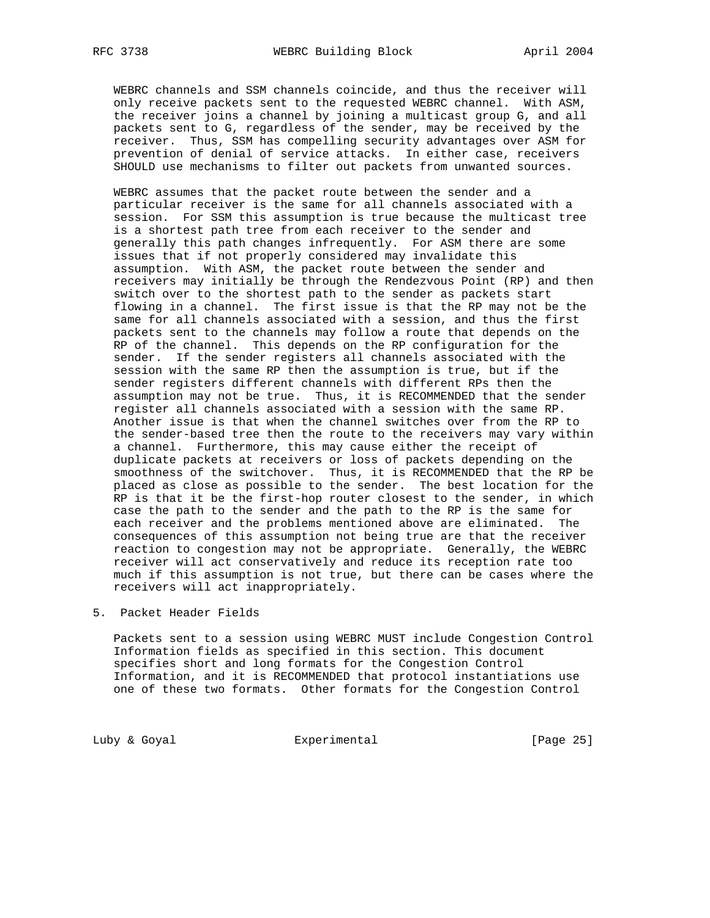WEBRC channels and SSM channels coincide, and thus the receiver will only receive packets sent to the requested WEBRC channel. With ASM, the receiver joins a channel by joining a multicast group G, and all packets sent to G, regardless of the sender, may be received by the receiver. Thus, SSM has compelling security advantages over ASM for prevention of denial of service attacks. In either case, receivers SHOULD use mechanisms to filter out packets from unwanted sources.

WEBRC assumes that the packet route between the sender and a particular receiver is the same for all channels associated with a session. For SSM this assumption is true because the multicast tree is a shortest path tree from each receiver to the sender and generally this path changes infrequently. For ASM there are some issues that if not properly considered may invalidate this assumption. With ASM, the packet route between the sender and receivers may initially be through the Rendezvous Point (RP) and then switch over to the shortest path to the sender as packets start flowing in a channel. The first issue is that the RP may not be the same for all channels associated with a session, and thus the first packets sent to the channels may follow a route that depends on the RP of the channel. This depends on the RP configuration for the sender. If the sender registers all channels associated with the session with the same RP then the assumption is true, but if the sender registers different channels with different RPs then the assumption may not be true. Thus, it is RECOMMENDED that the sender register all channels associated with a session with the same RP. Another issue is that when the channel switches over from the RP to the sender-based tree then the route to the receivers may vary within a channel. Furthermore, this may cause either the receipt of duplicate packets at receivers or loss of packets depending on the smoothness of the switchover. Thus, it is RECOMMENDED that the RP be placed as close as possible to the sender. The best location for the RP is that it be the first-hop router closest to the sender, in which case the path to the sender and the path to the RP is the same for each receiver and the problems mentioned above are eliminated. The consequences of this assumption not being true are that the receiver reaction to congestion may not be appropriate. Generally, the WEBRC receiver will act conservatively and reduce its reception rate too much if this assumption is not true, but there can be cases where the receivers will act inappropriately.

## 5. Packet Header Fields

Packets sent to a session using WEBRC MUST include Congestion Control Information fields as specified in this section. This document specifies short and long formats for the Congestion Control Information, and it is RECOMMENDED that protocol instantiations use one of these two formats. Other formats for the Congestion Control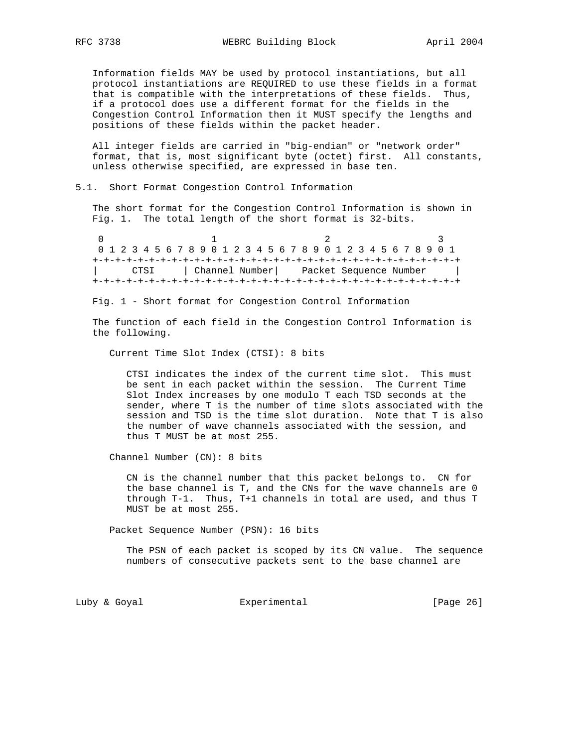Information fields MAY be used by protocol instantiations, but all protocol instantiations are REQUIRED to use these fields in a format that is compatible with the interpretations of these fields. Thus, if a protocol does use a different format for the fields in the Congestion Control Information then it MUST specify the lengths and positions of these fields within the packet header.

All integer fields are carried in "big-endian" or "network order" format, that is, most significant byte (octet) first. All constants, unless otherwise specified, are expressed in base ten.

### 5.1. Short Format Congestion Control Information

The short format for the Congestion Control Information is shown in Fig. 1. The total length of the short format is 32-bits.

```
 0                   1                   2                   3
 0 1 2 3 4 5 6 7 8 9 0 1 2 3 4 5 6 7 8 9 0 1 2 3 4 5 6 7 8 9 0 1
+-+-+-+-+-+-+-+-+-+-+-+-+-+-+-+-+-+-+-+-+-+-+-+-+-+-+-+-+-+-+-+-+
|      CTSI     | Channel Number|    Packet Sequence Number     |
+-+-+-+-+-+-+-+-+-+-+-+-+-+-+-+-+-+-+-+-+-+-+-+-+-+-+-+-+-+-+-+-+
```

Fig. 1 - Short format for Congestion Control Information

The function of each field in the Congestion Control Information is the following.

Current Time Slot Index (CTSI): 8 bits

CTSI indicates the index of the current time slot. This must be sent in each packet within the session. The Current Time Slot Index increases by one modulo T each TSD seconds at the sender, where T is the number of time slots associated with the session and TSD is the time slot duration. Note that T is also the number of wave channels associated with the session, and thus T MUST be at most 255.

Channel Number (CN): 8 bits

CN is the channel number that this packet belongs to. CN for the base channel is T, and the CNs for the wave channels are 0 through T-1. Thus, T+1 channels in total are used, and thus T MUST be at most 255.

Packet Sequence Number (PSN): 16 bits

The PSN of each packet is scoped by its CN value. The sequence numbers of consecutive packets sent to the base channel are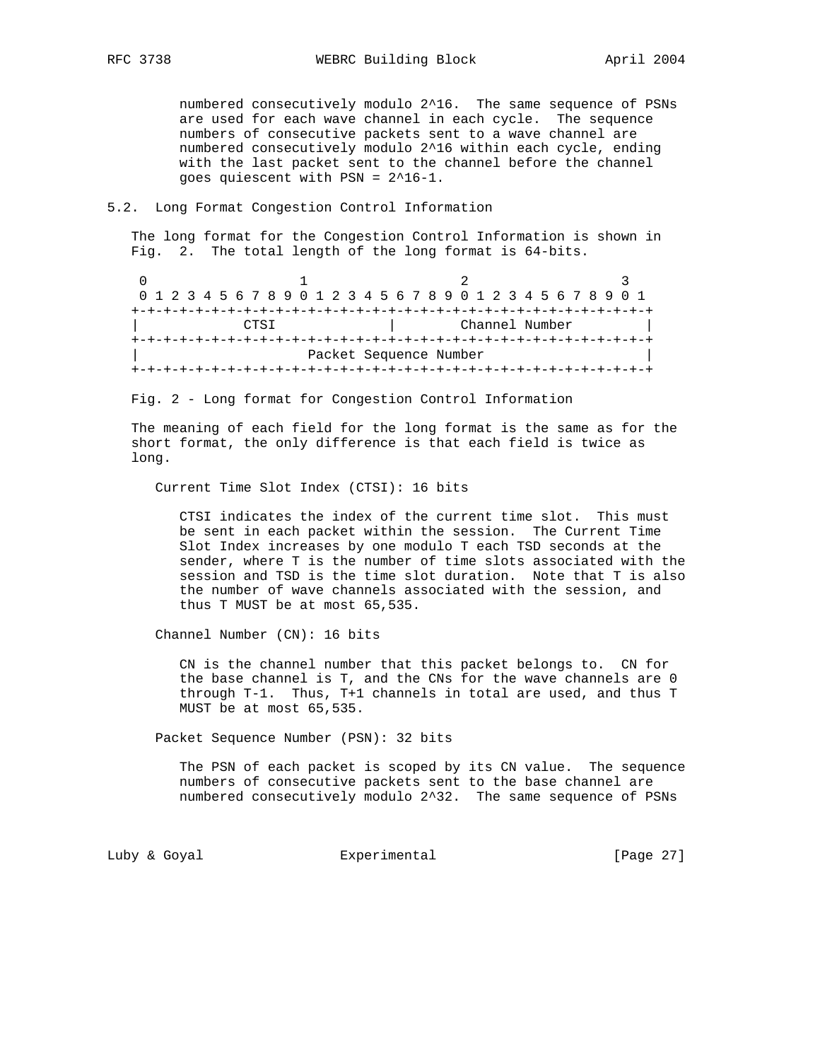numbered consecutively modulo $2^{16}$. The same sequence of PSNs are used for each wave channel in each cycle. The sequence numbers of consecutive packets sent to a wave channel are numbered consecutively modulo $2^{16}$ within each cycle, ending with the last packet sent to the channel before the channel goes quiescent with PSN = $2^{16}-1$.

### 5.2. Long Format Congestion Control Information

The long format for the Congestion Control Information is shown in Fig. 2. The total length of the long format is 64-bits.

```
 0                   1                   2                   3
 0 1 2 3 4 5 6 7 8 9 0 1 2 3 4 5 6 7 8 9 0 1 2 3 4 5 6 7 8 9 0 1
+-+-+-+-+-+-+-+-+-+-+-+-+-+-+-+-+-+-+-+-+-+-+-+-+-+-+-+-+-+-+-+-+
|             CTSI              |        Channel Number         |
+-+-+-+-+-+-+-+-+-+-+-+-+-+-+-+-+-+-+-+-+-+-+-+-+-+-+-+-+-+-+-+-+
|                    Packet Sequence Number                     |
+-+-+-+-+-+-+-+-+-+-+-+-+-+-+-+-+-+-+-+-+-+-+-+-+-+-+-+-+-+-+-+-+
```

Fig. 2 - Long format for Congestion Control Information

The meaning of each field for the long format is the same as for the short format, the only difference is that each field is twice as long.

Current Time Slot Index (CTSI): 16 bits

CTSI indicates the index of the current time slot. This must be sent in each packet within the session. The Current Time Slot Index increases by one modulo T each TSD seconds at the sender, where T is the number of time slots associated with the session and TSD is the time slot duration. Note that T is also the number of wave channels associated with the session, and thus T MUST be at most 65,535.

Channel Number (CN): 16 bits

CN is the channel number that this packet belongs to. CN for the base channel is T, and the CNs for the wave channels are 0 through T-1. Thus, T+1 channels in total are used, and thus T MUST be at most 65,535.

Packet Sequence Number (PSN): 32 bits

The PSN of each packet is scoped by its CN value. The sequence numbers of consecutive packets sent to the base channel are numbered consecutively modulo $2^{32}$. The same sequence of PSNs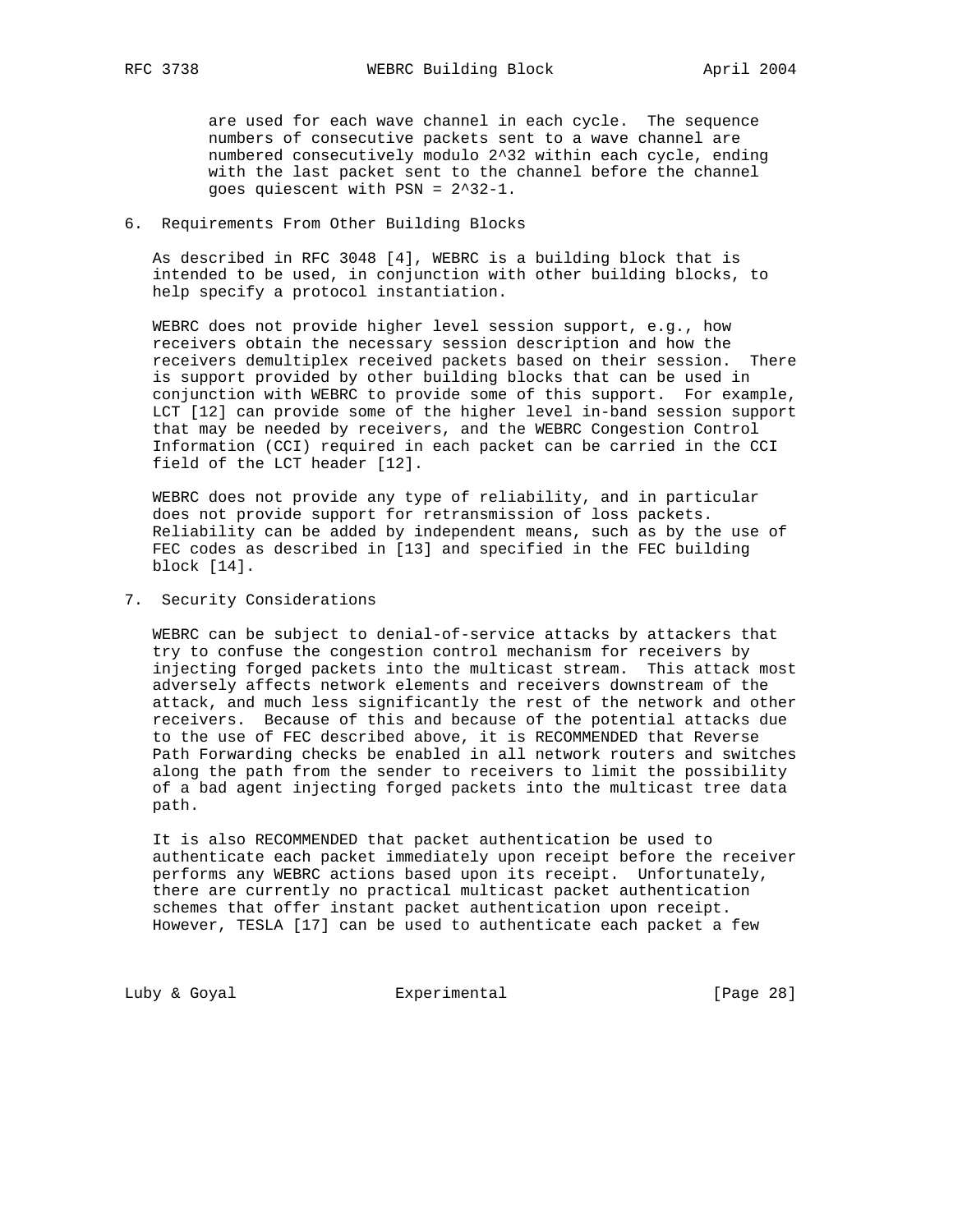are used for each wave channel in each cycle. The sequence numbers of consecutive packets sent to a wave channel are numbered consecutively modulo $2^{32}$ within each cycle, ending with the last packet sent to the channel before the channel goes quiescent with PSN = $2^{32}-1$.

## 6. Requirements From Other Building Blocks

As described in RFC 3048 [4], WEBRC is a building block that is intended to be used, in conjunction with other building blocks, to help specify a protocol instantiation.

WEBRC does not provide higher level session support, e.g., how receivers obtain the necessary session description and how the receivers demultiplex received packets based on their session. There is support provided by other building blocks that can be used in conjunction with WEBRC to provide some of this support. For example, LCT [12] can provide some of the higher level in-band session support that may be needed by receivers, and the WEBRC Congestion Control Information (CCI) required in each packet can be carried in the CCI field of the LCT header [12].

WEBRC does not provide any type of reliability, and in particular does not provide support for retransmission of loss packets. Reliability can be added by independent means, such as by the use of FEC codes as described in [13] and specified in the FEC building block [14].

## 7. Security Considerations

WEBRC can be subject to denial-of-service attacks by attackers that try to confuse the congestion control mechanism for receivers by injecting forged packets into the multicast stream. This attack most adversely affects network elements and receivers downstream of the attack, and much less significantly the rest of the network and other receivers. Because of this and because of the potential attacks due to the use of FEC described above, it is RECOMMENDED that Reverse Path Forwarding checks be enabled in all network routers and switches along the path from the sender to receivers to limit the possibility of a bad agent injecting forged packets into the multicast tree data path.

It is also RECOMMENDED that packet authentication be used to authenticate each packet immediately upon receipt before the receiver performs any WEBRC actions based upon its receipt. Unfortunately, there are currently no practical multicast packet authentication schemes that offer instant packet authentication upon receipt. However, TESLA [17] can be used to authenticate each packet a few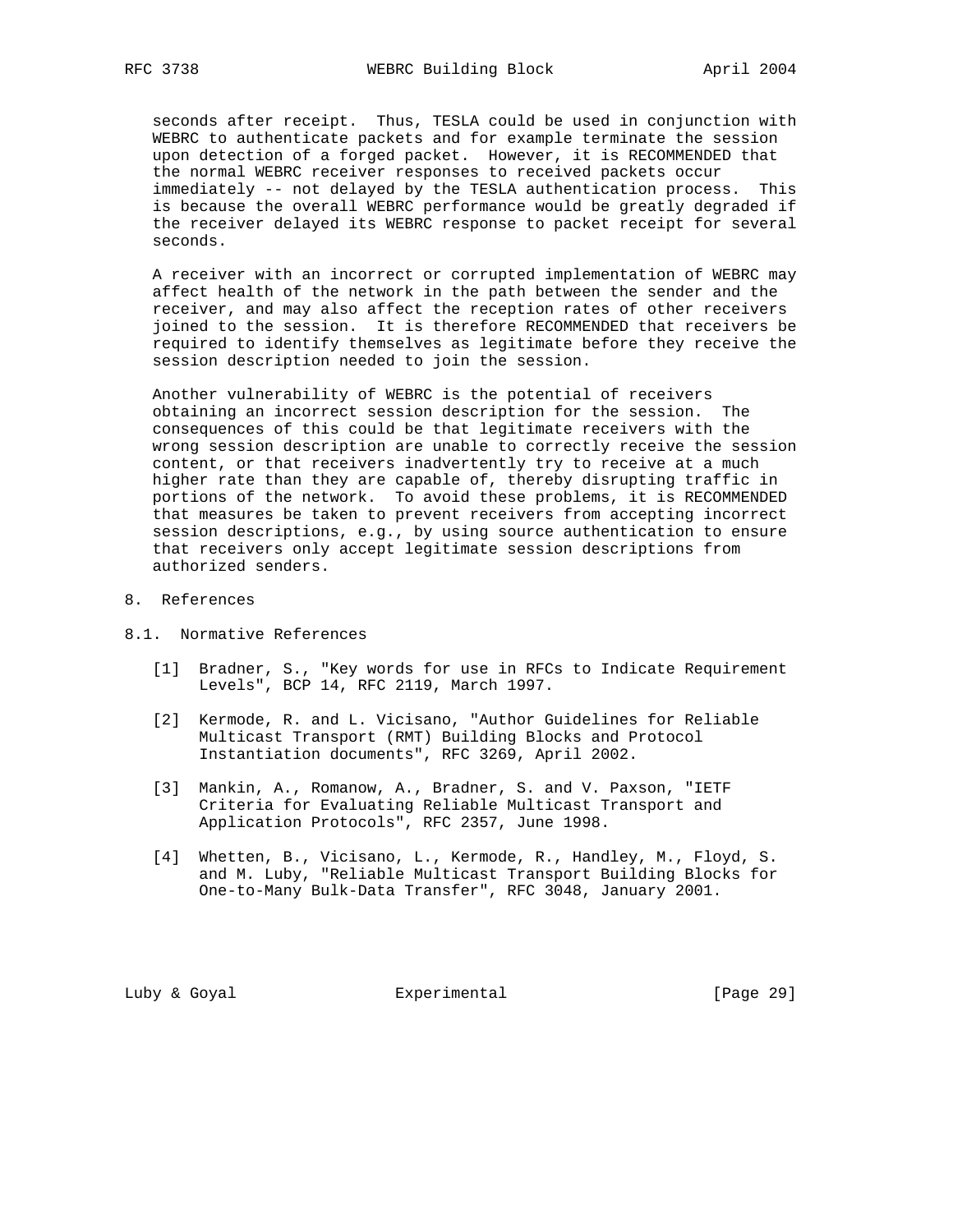seconds after receipt. Thus, TESLA could be used in conjunction with WEBRC to authenticate packets and for example terminate the session upon detection of a forged packet. However, it is RECOMMENDED that the normal WEBRC receiver responses to received packets occur immediately -- not delayed by the TESLA authentication process. This is because the overall WEBRC performance would be greatly degraded if the receiver delayed its WEBRC response to packet receipt for several seconds.

A receiver with an incorrect or corrupted implementation of WEBRC may affect health of the network in the path between the sender and the receiver, and may also affect the reception rates of other receivers joined to the session. It is therefore RECOMMENDED that receivers be required to identify themselves as legitimate before they receive the session description needed to join the session.

Another vulnerability of WEBRC is the potential of receivers obtaining an incorrect session description for the session. The consequences of this could be that legitimate receivers with the wrong session description are unable to correctly receive the session content, or that receivers inadvertently try to receive at a much higher rate than they are capable of, thereby disrupting traffic in portions of the network. To avoid these problems, it is RECOMMENDED that measures be taken to prevent receivers from accepting incorrect session descriptions, e.g., by using source authentication to ensure that receivers only accept legitimate session descriptions from authorized senders.

## 8. References

### 8.1. Normative References

[1] Bradner, S., "Key words for use in RFCs to Indicate Requirement Levels", BCP 14, RFC 2119, March 1997.

[2] Kermode, R. and L. Vicisano, "Author Guidelines for Reliable Multicast Transport (RMT) Building Blocks and Protocol Instantiation documents", RFC 3269, April 2002.

[3] Mankin, A., Romanow, A., Bradner, S. and V. Paxson, "IETF Criteria for Evaluating Reliable Multicast Transport and Application Protocols", RFC 2357, June 1998.

[4] Whetten, B., Vicisano, L., Kermode, R., Handley, M., Floyd, S. and M. Luby, "Reliable Multicast Transport Building Blocks for One-to-Many Bulk-Data Transfer", RFC 3048, January 2001.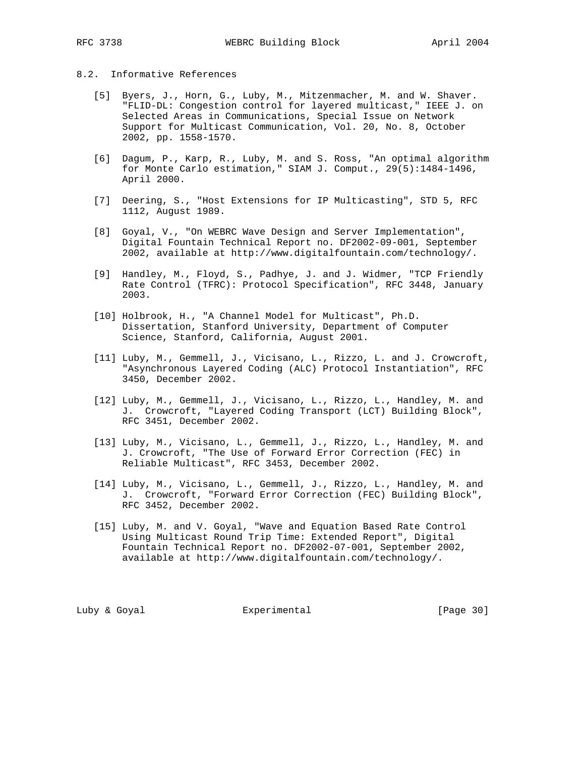## 8.2. Informative References

[5] Byers, J., Horn, G., Luby, M., Mitzenmacher, M. and W. Shaver. "FLID-DL: Congestion control for layered multicast," IEEE J. on Selected Areas in Communications, Special Issue on Network Support for Multicast Communication, Vol. 20, No. 8, October 2002, pp. 1558-1570.

[6] Dagum, P., Karp, R., Luby, M. and S. Ross, "An optimal algorithm for Monte Carlo estimation," SIAM J. Comput., 29(5):1484-1496, April 2000.

[7] Deering, S., "Host Extensions for IP Multicasting", STD 5, RFC 1112, August 1989.

[8] Goyal, V., "On WEBRC Wave Design and Server Implementation", Digital Fountain Technical Report no. DF2002-09-001, September 2002, available at http://www.digitalfountain.com/technology/.

[9] Handley, M., Floyd, S., Padhye, J. and J. Widmer, "TCP Friendly Rate Control (TFRC): Protocol Specification", RFC 3448, January 2003.

[10] Holbrook, H., "A Channel Model for Multicast", Ph.D. Dissertation, Stanford University, Department of Computer Science, Stanford, California, August 2001.

[11] Luby, M., Gemmell, J., Vicisano, L., Rizzo, L. and J. Crowcroft, "Asynchronous Layered Coding (ALC) Protocol Instantiation", RFC 3450, December 2002.

[12] Luby, M., Gemmell, J., Vicisano, L., Rizzo, L., Handley, M. and J. Crowcroft, "Layered Coding Transport (LCT) Building Block", RFC 3451, December 2002.

[13] Luby, M., Vicisano, L., Gemmell, J., Rizzo, L., Handley, M. and J. Crowcroft, "The Use of Forward Error Correction (FEC) in Reliable Multicast", RFC 3453, December 2002.

[14] Luby, M., Vicisano, L., Gemmell, J., Rizzo, L., Handley, M. and J. Crowcroft, "Forward Error Correction (FEC) Building Block", RFC 3452, December 2002.

[15] Luby, M. and V. Goyal, "Wave and Equation Based Rate Control Using Multicast Round Trip Time: Extended Report", Digital Fountain Technical Report no. DF2002-07-001, September 2002, available at http://www.digitalfountain.com/technology/.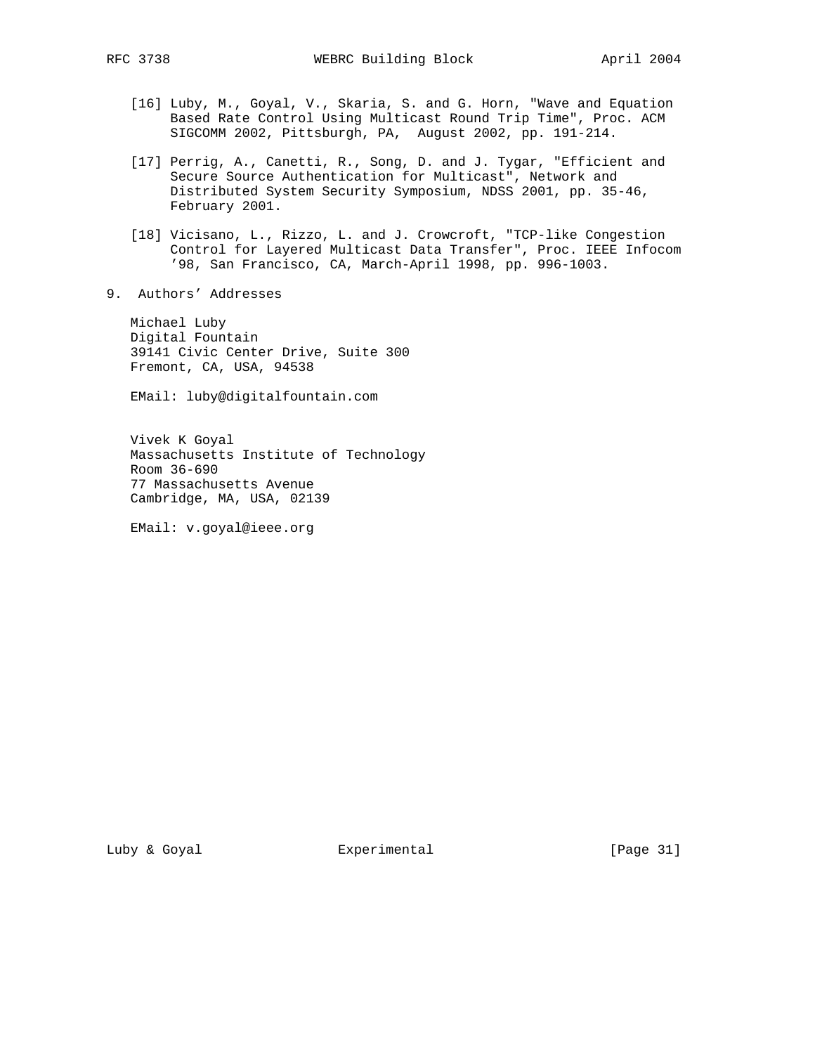[16] Luby, M., Goyal, V., Skaria, S. and G. Horn, "Wave and Equation Based Rate Control Using Multicast Round Trip Time", Proc. ACM SIGCOMM 2002, Pittsburgh, PA, August 2002, pp. 191-214.

[17] Perrig, A., Canetti, R., Song, D. and J. Tygar, "Efficient and Secure Source Authentication for Multicast", Network and Distributed System Security Symposium, NDSS 2001, pp. 35-46, February 2001.

[18] Vicisano, L., Rizzo, L. and J. Crowcroft, "TCP-like Congestion Control for Layered Multicast Data Transfer", Proc. IEEE Infocom '98, San Francisco, CA, March-April 1998, pp. 996-1003.

## 9. Authors' Addresses

Michael Luby
Digital Fountain
39141 Civic Center Drive, Suite 300
Fremont, CA, USA, 94538

EMail: luby@digitalfountain.com

Vivek K Goyal
Massachusetts Institute of Technology
Room 36-690
77 Massachusetts Avenue
Cambridge, MA, USA, 02139

EMail: v.goyal@ieee.org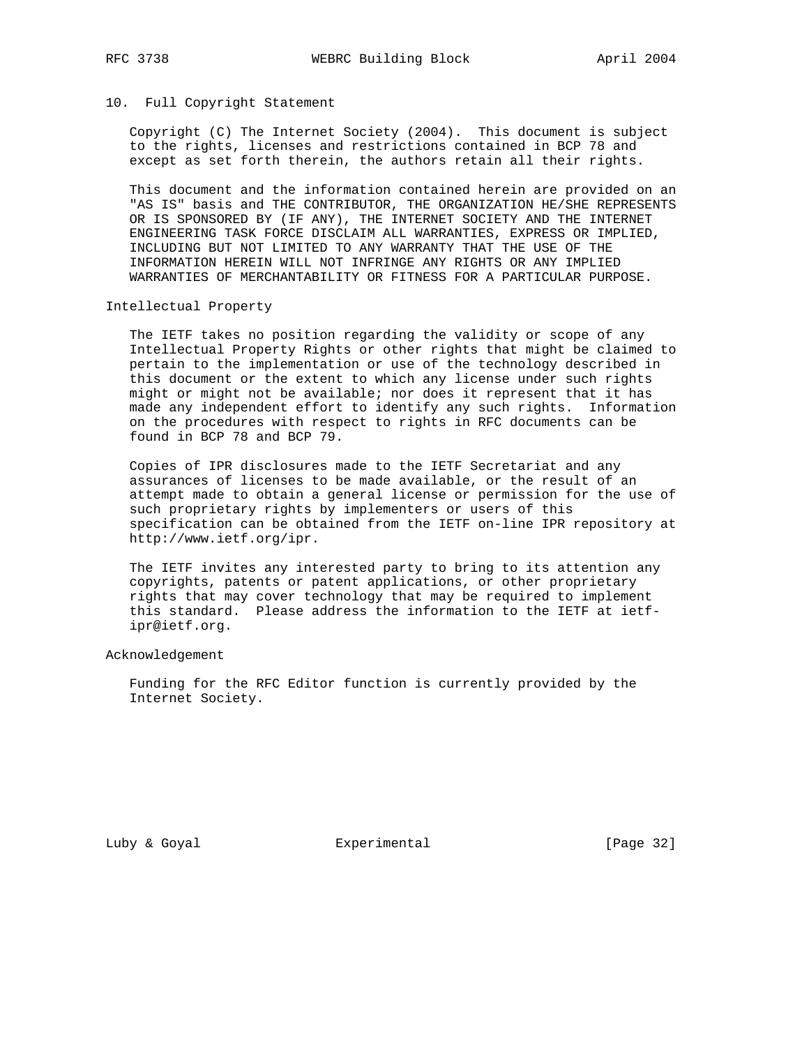## 10. Full Copyright Statement

Copyright (C) The Internet Society (2004). This document is subject to the rights, licenses and restrictions contained in BCP 78 and except as set forth therein, the authors retain all their rights.

This document and the information contained herein are provided on an "AS IS" basis and THE CONTRIBUTOR, THE ORGANIZATION HE/SHE REPRESENTS OR IS SPONSORED BY (IF ANY), THE INTERNET SOCIETY AND THE INTERNET ENGINEERING TASK FORCE DISCLAIM ALL WARRANTIES, EXPRESS OR IMPLIED, INCLUDING BUT NOT LIMITED TO ANY WARRANTY THAT THE USE OF THE INFORMATION HEREIN WILL NOT INFRINGE ANY RIGHTS OR ANY IMPLIED WARRANTIES OF MERCHANTABILITY OR FITNESS FOR A PARTICULAR PURPOSE.

## Intellectual Property

The IETF takes no position regarding the validity or scope of any Intellectual Property Rights or other rights that might be claimed to pertain to the implementation or use of the technology described in this document or the extent to which any license under such rights might or might not be available; nor does it represent that it has made any independent effort to identify any such rights. Information on the procedures with respect to rights in RFC documents can be found in BCP 78 and BCP 79.

Copies of IPR disclosures made to the IETF Secretariat and any assurances of licenses to be made available, or the result of an attempt made to obtain a general license or permission for the use of such proprietary rights by implementers or users of this specification can be obtained from the IETF on-line IPR repository at http://www.ietf.org/ipr.

The IETF invites any interested party to bring to its attention any copyrights, patents or patent applications, or other proprietary rights that may cover technology that may be required to implement this standard. Please address the information to the IETF at ietf-ipr@ietf.org.

## Acknowledgement

Funding for the RFC Editor function is currently provided by the Internet Society.